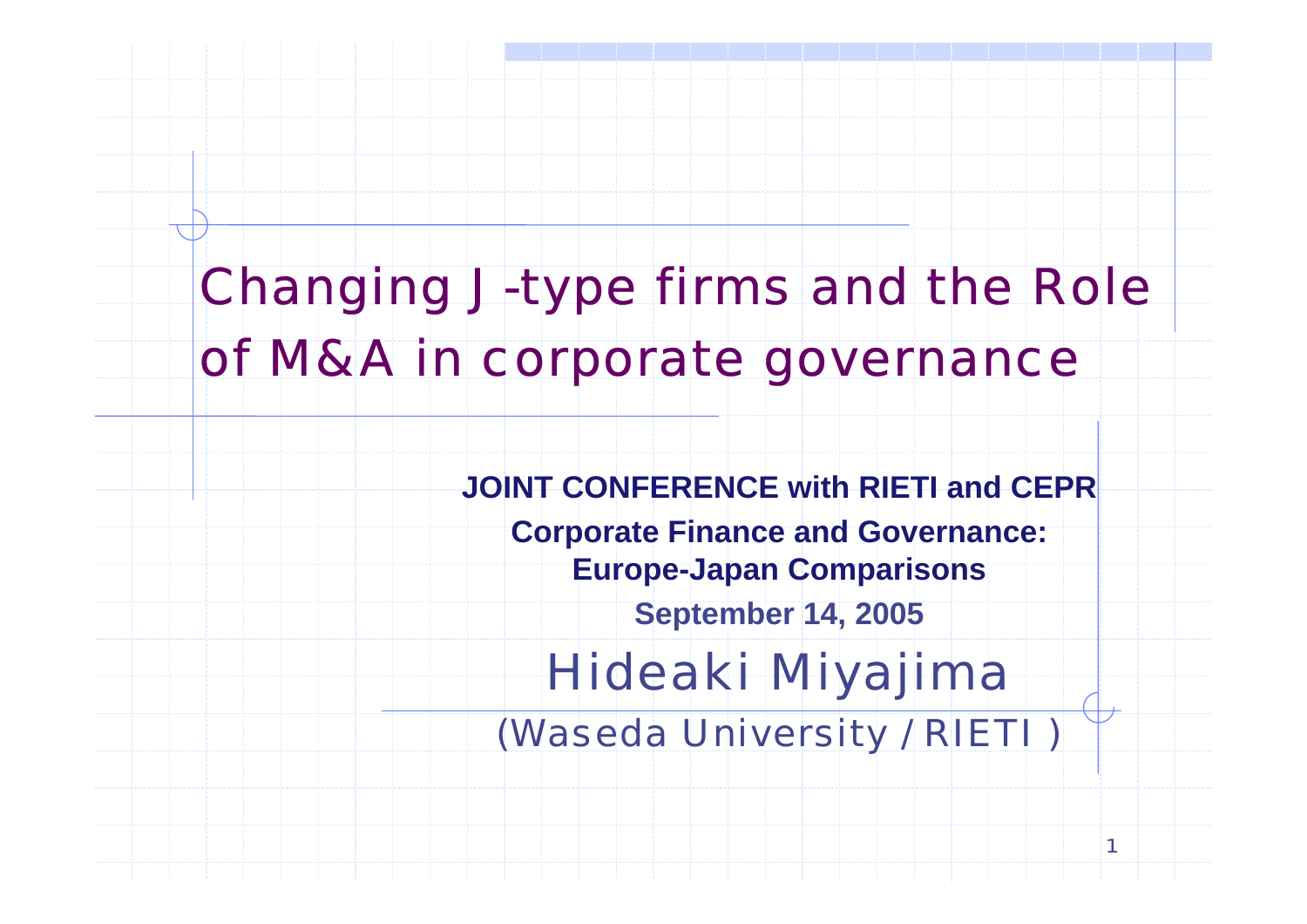# Changing J-type firms and the Role of M&A in corporate governance

**JOINT CONFERENCE with RIETI and CEPR**

**Corporate Finance and Governance: Europe-Japan Comparisons**

**September 14, 2005**

Hideaki Miyajima

(Waseda University / RIETI )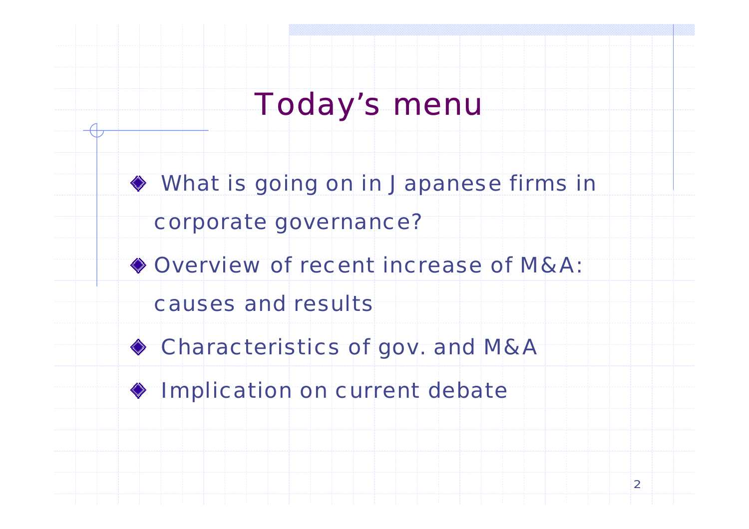# Today's menu

- What is going on in Japanese firms in corporate governance?
- Overview of recent increase of M&A: causes and results
- Characteristics of gov. and M&A
- Implication on current debate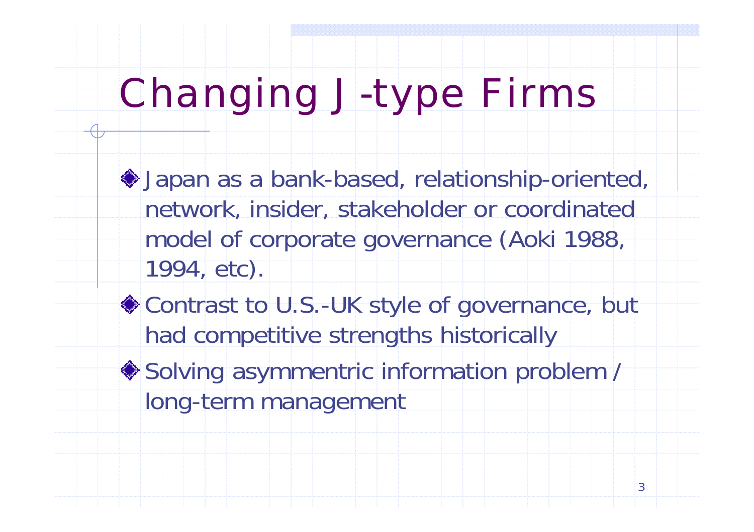# Changing J-type Firms

- Japan as a bank-based, relationship-oriented, network, insider, stakeholder or coordinated model of corporate governance (Aoki 1988, 1994, etc).
- Contrast to U.S.-UK style of governance, but had competitive strengths historically
- Solving asymmentric information problem / long-term management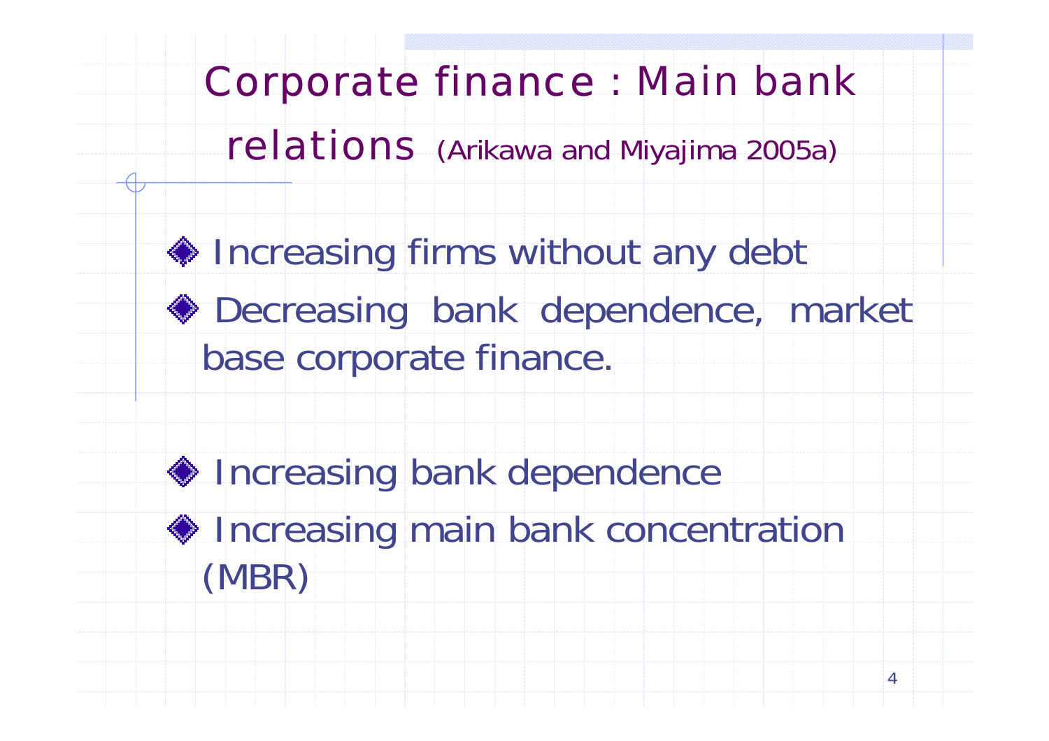# Corporate finance : Main bank relations (Arikawa and Miyajima 2005a)

- Increasing firms without any debt
- Decreasing bank dependence, market base corporate finance.

- Increasing bank dependence
- Increasing main bank concentration (MBR)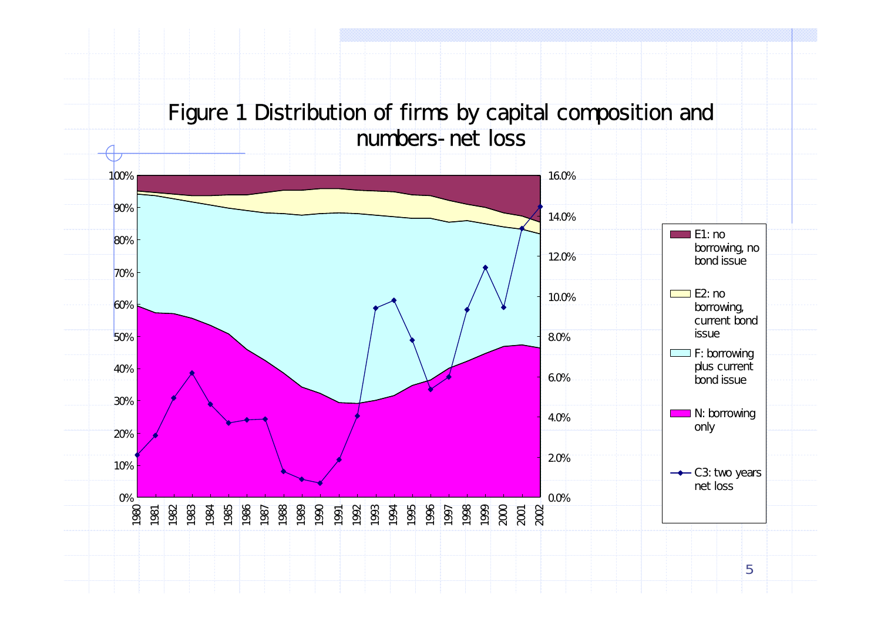# Figure 1 Distribution of firms by capital composition and numbers- net loss

E1: no borrowing, no bond issue

E2: no borrowing, current bond issue

F: borrowing plus current bond issue

N: borrowing only

C3: two years net loss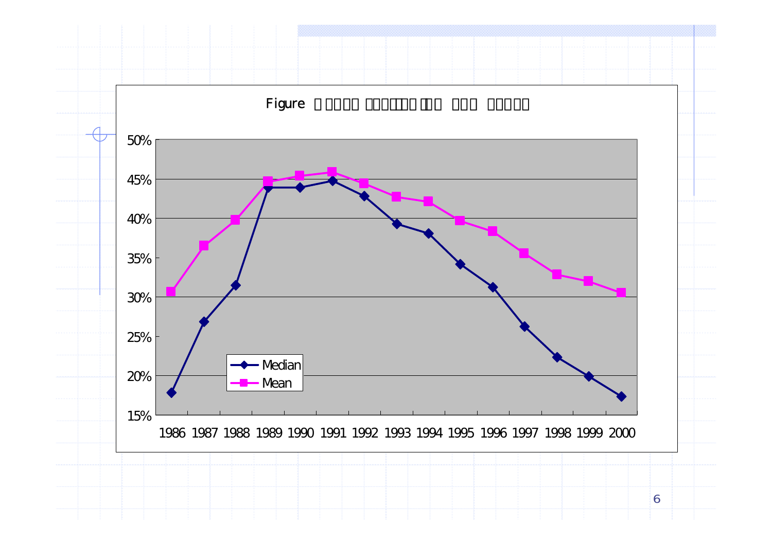Figure

| | 1986 | 1987 | 1988 | 1989 | 1990 | 1991 | 1992 | 1993 | 1994 | 1995 | 1996 | 1997 | 1998 | 1999 | 2000 |
|---|---|---|---|---|---|---|---|---|---|---|---|---|---|---|---|
| Median | | | | | | | | | | | | | | | |
| Mean | | | | | | | | | | | | | | | |

50% 45% 40% 35% 30% 25% 20% 15%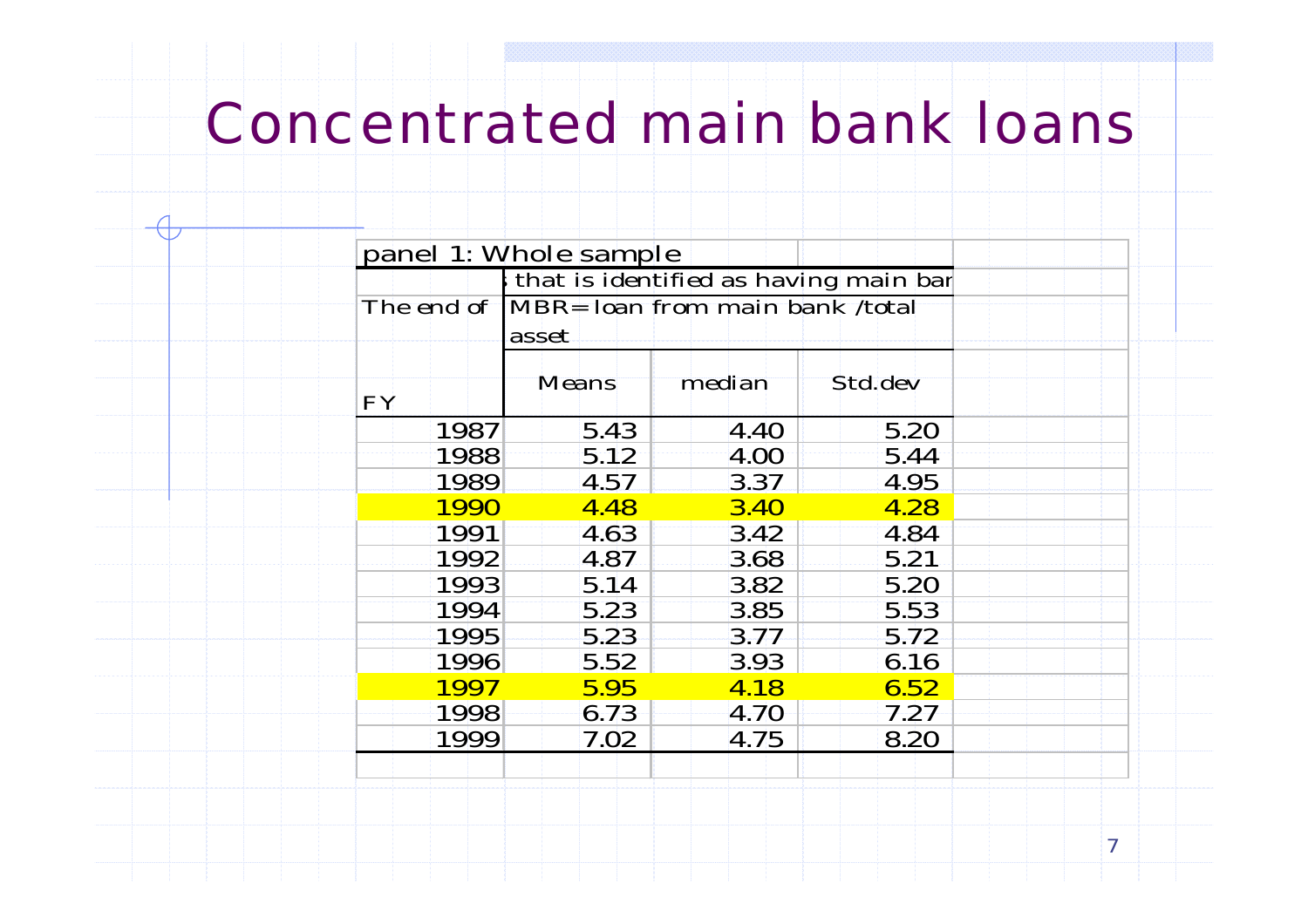# Concentrated main bank loans

| panel 1: Whole sample | | | |
|---|---|---|---|
| | s that is identified as having main bar | | |
| The end of FY | MBR=loan from main bank /total asset | | |
| | Means | median | Std.dev |
| 1987 | 5.43 | 4.40 | 5.20 |
| 1988 | 5.12 | 4.00 | 5.44 |
| 1989 | 4.57 | 3.37 | 4.95 |
| 1990 | 4.48 | 3.40 | 4.28 |
| 1991 | 4.63 | 3.42 | 4.84 |
| 1992 | 4.87 | 3.68 | 5.21 |
| 1993 | 5.14 | 3.82 | 5.20 |
| 1994 | 5.23 | 3.85 | 5.53 |
| 1995 | 5.23 | 3.77 | 5.72 |
| 1996 | 5.52 | 3.93 | 6.16 |
| 1997 | 5.95 | 4.18 | 6.52 |
| 1998 | 6.73 | 4.70 | 7.27 |
| 1999 | 7.02 | 4.75 | 8.20 |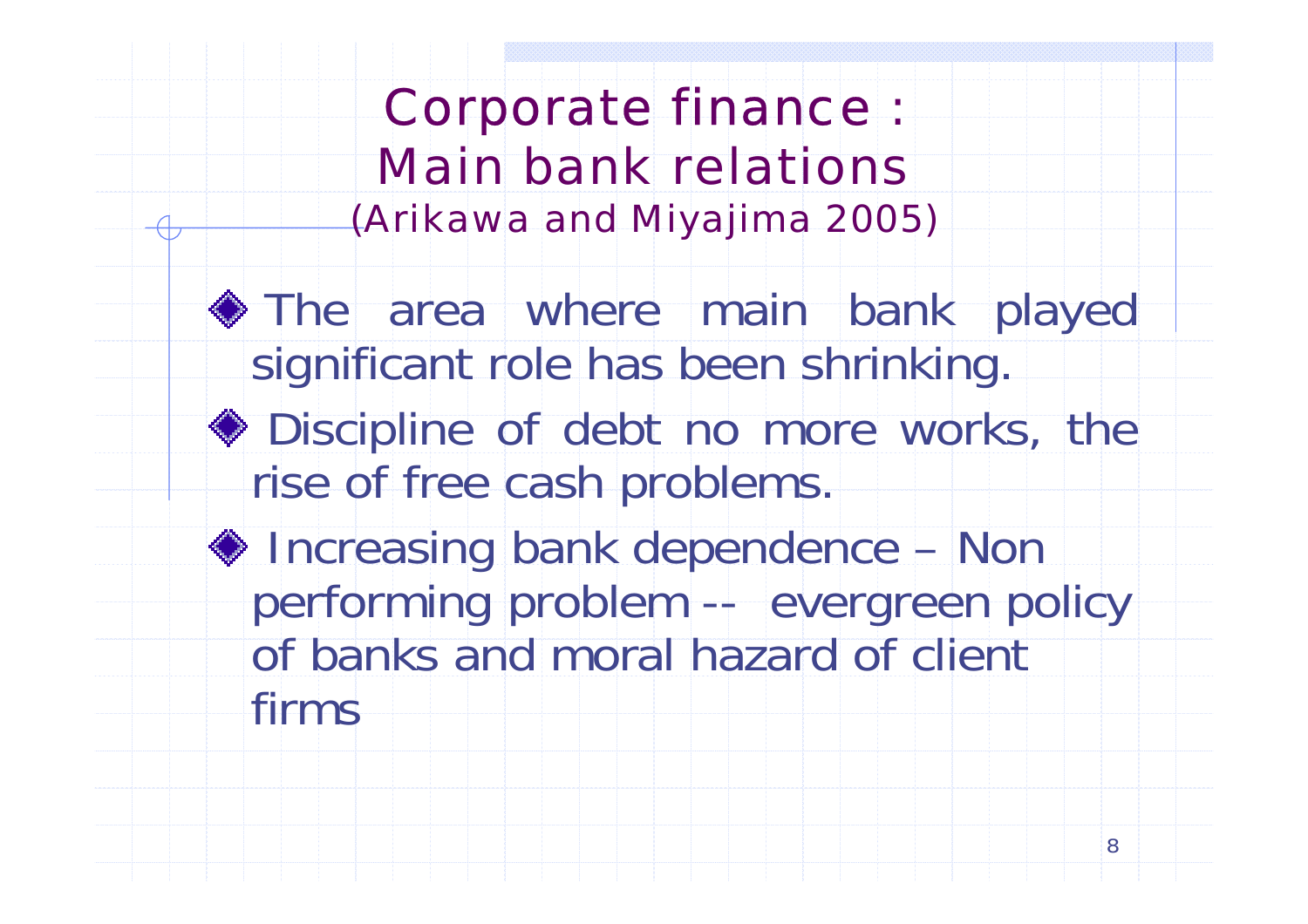# Corporate finance : Main bank relations
(Arikawa and Miyajima 2005)

- The area where main bank played significant role has been shrinking.
- Discipline of debt no more works, the rise of free cash problems.
- Increasing bank dependence – Non performing problem -- evergreen policy of banks and moral hazard of client firms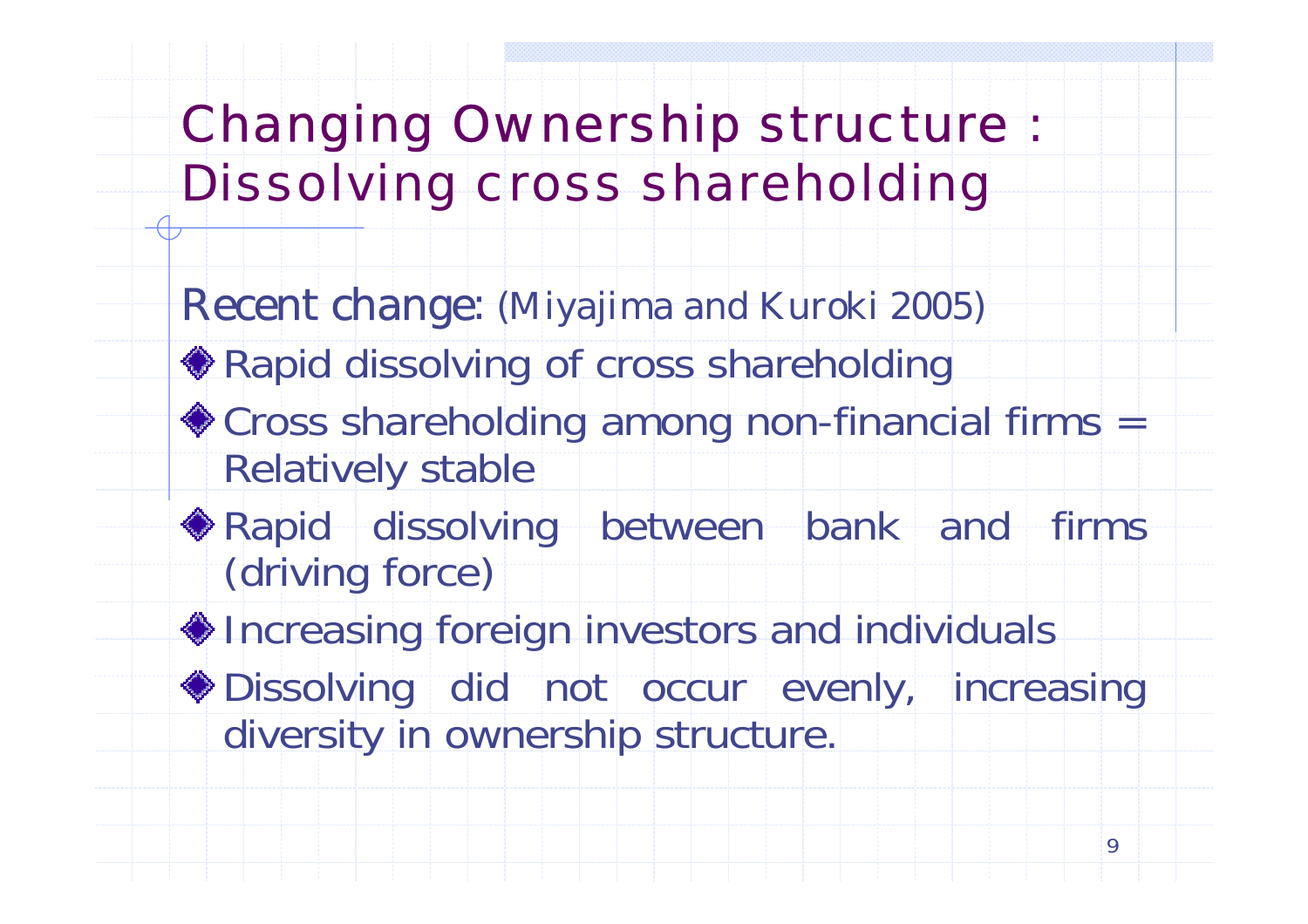# Changing Ownership structure : Dissolving cross shareholding

Recent change: (Miyajima and Kuroki 2005)

- Rapid dissolving of cross shareholding
- Cross shareholding among non-financial firms = Relatively stable
- Rapid dissolving between bank and firms (driving force)
- Increasing foreign investors and individuals
- Dissolving did not occur evenly, increasing diversity in ownership structure.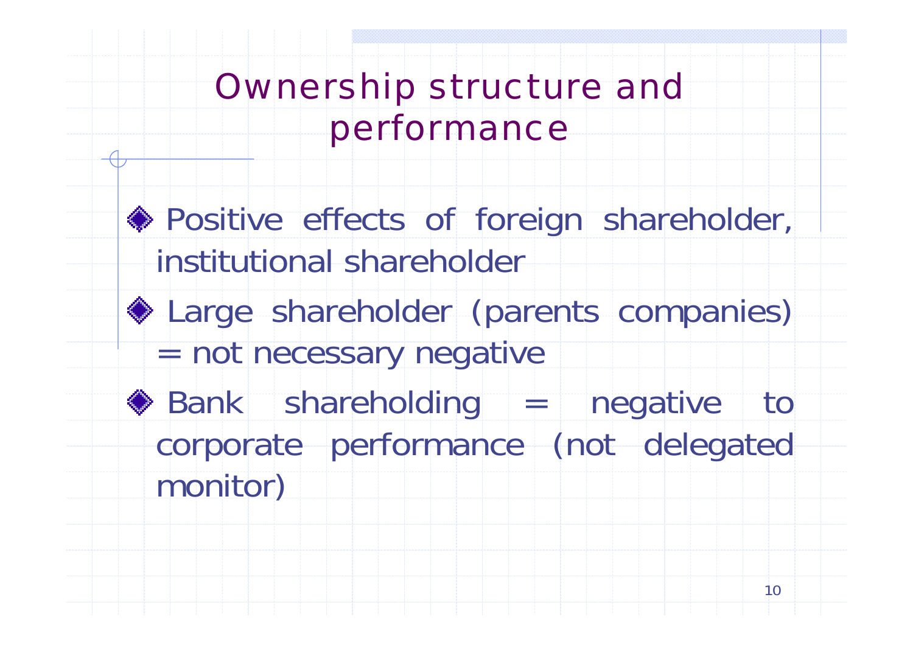# Ownership structure and performance

- Positive effects of foreign shareholder, institutional shareholder
- Large shareholder (parents companies) = not necessary negative
- Bank shareholding = negative to corporate performance (not delegated monitor)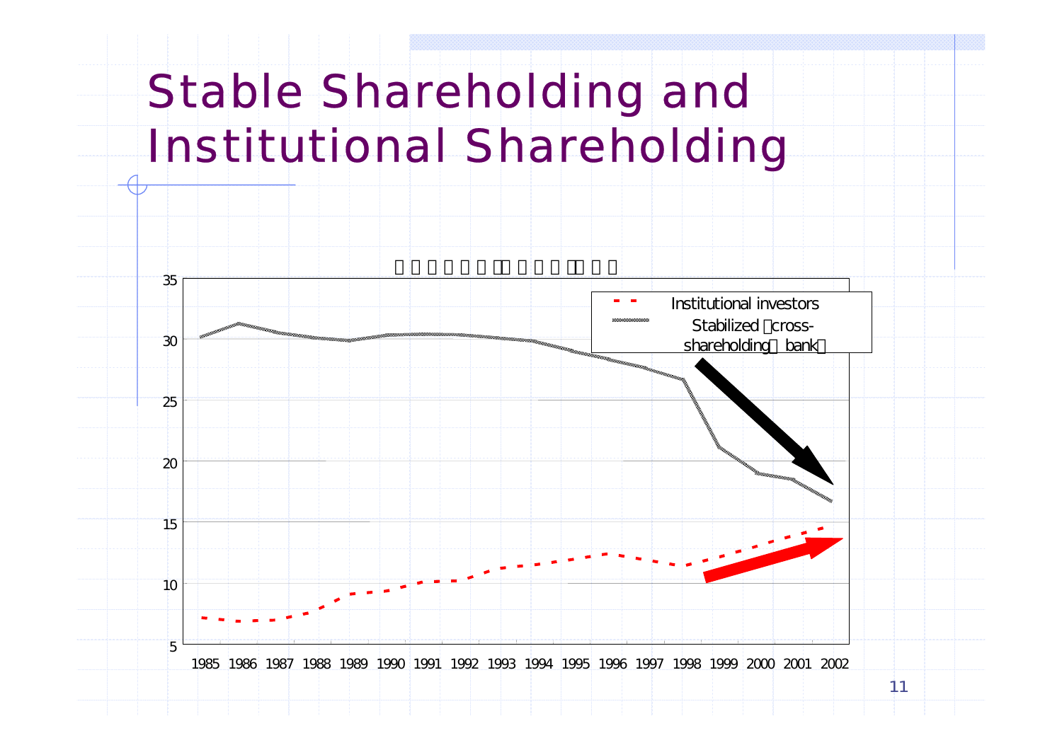# Stable Shareholding and Institutional Shareholding

Institutional investors

Stabilized （cross-shareholding＋bank）

35
30
25
20
15
10
5

1985 1986 1987 1988 1989 1990 1991 1992 1993 1994 1995 1996 1997 1998 1999 2000 2001 2002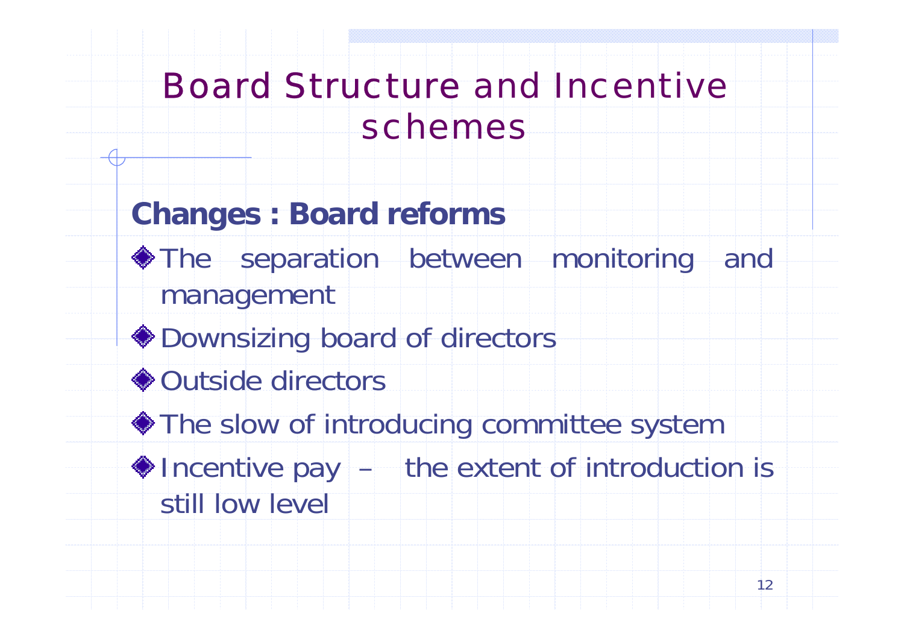# Board Structure and Incentive schemes

## Changes : Board reforms

- The separation between monitoring and management
- Downsizing board of directors
- Outside directors
- The slow of introducing committee system
- Incentive pay – the extent of introduction is still low level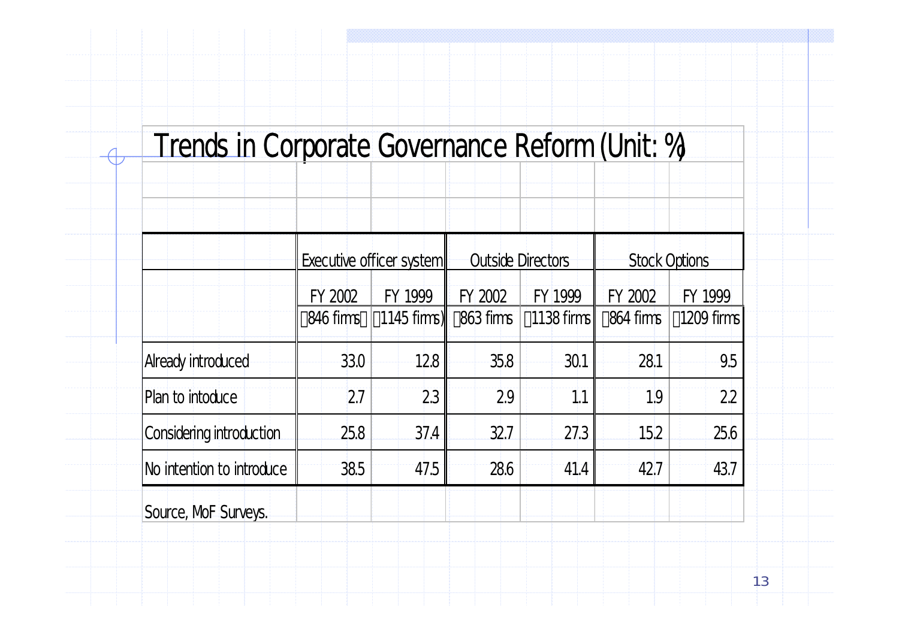# Trends in Corporate Governance Reform (Unit: %)

| | Executive officer system | | Outside Directors | | Stock Options | |
|---|---|---|---|---|---|---|
| | FY 2002 (846 firms) | FY 1999 (1145 firms) | FY 2002 (863 firms) | FY 1999 (1138 firms) | FY 2002 (864 firms) | FY 1999 (1209 firms) |
| Already introduced | 33.0 | 12.8 | 35.8 | 30.1 | 28.1 | 9.5 |
| Plan to intoduce | 2.7 | 2.3 | 2.9 | 1.1 | 1.9 | 2.2 |
| Considering introduction | 25.8 | 37.4 | 32.7 | 27.3 | 15.2 | 25.6 |
| No intention to introduce | 38.5 | 47.5 | 28.6 | 41.4 | 42.7 | 43.7 |

Source, MoF Surveys.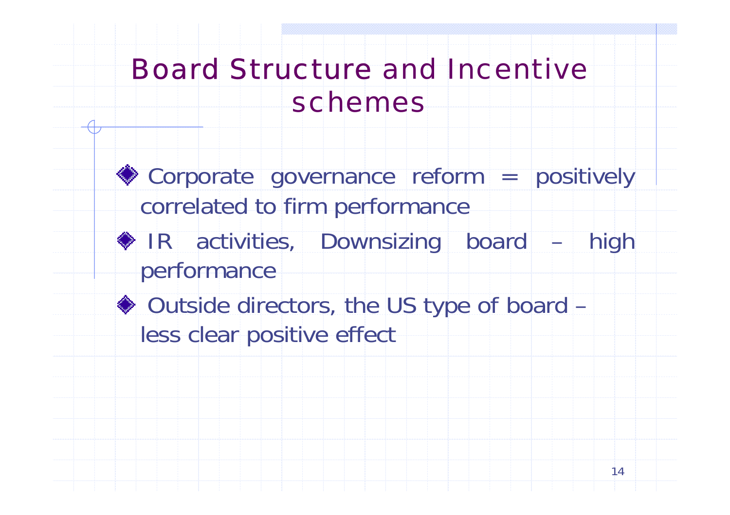# Board Structure and Incentive schemes

- Corporate governance reform = positively correlated to firm performance
- IR activities, Downsizing board – high performance
- Outside directors, the US type of board – less clear positive effect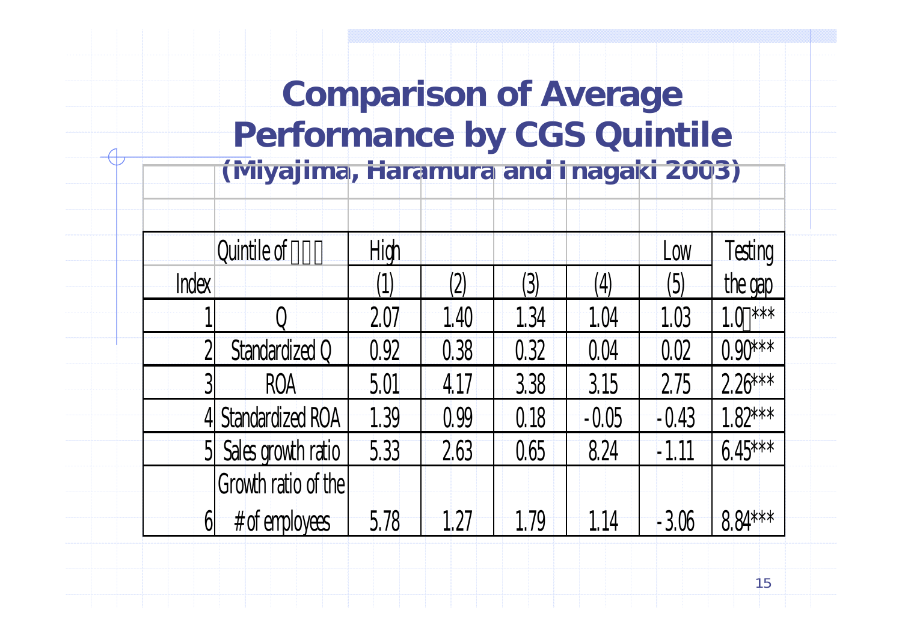# Comparison of Average Performance by CGS Quintile
## (Miyajima, Haramura and Inagaki 2003)

| | Quintile of ??? | High | | | | Low | Testing |
|---|---|---|---|---|---|---|---|
| Index | | (1) | (2) | (3) | (4) | (5) | the gap |
| 1 | Q | 2.07 | 1.40 | 1.34 | 1.04 | 1.03 | 1.0?*** |
| 2 | Standardized Q | 0.92 | 0.38 | 0.32 | 0.04 | 0.02 | 0.90*** |
| 3 | ROA | 5.01 | 4.17 | 3.38 | 3.15 | 2.75 | 2.26*** |
| 4 | Standardized ROA | 1.39 | 0.99 | 0.18 | -0.05 | -0.43 | 1.82*** |
| 5 | Sales growth ratio | 5.33 | 2.63 | 0.65 | 8.24 | -1.11 | 6.45*** |
| 6 | Growth ratio of the # of employees | 5.78 | 1.27 | 1.79 | 1.14 | -3.06 | 8.84*** |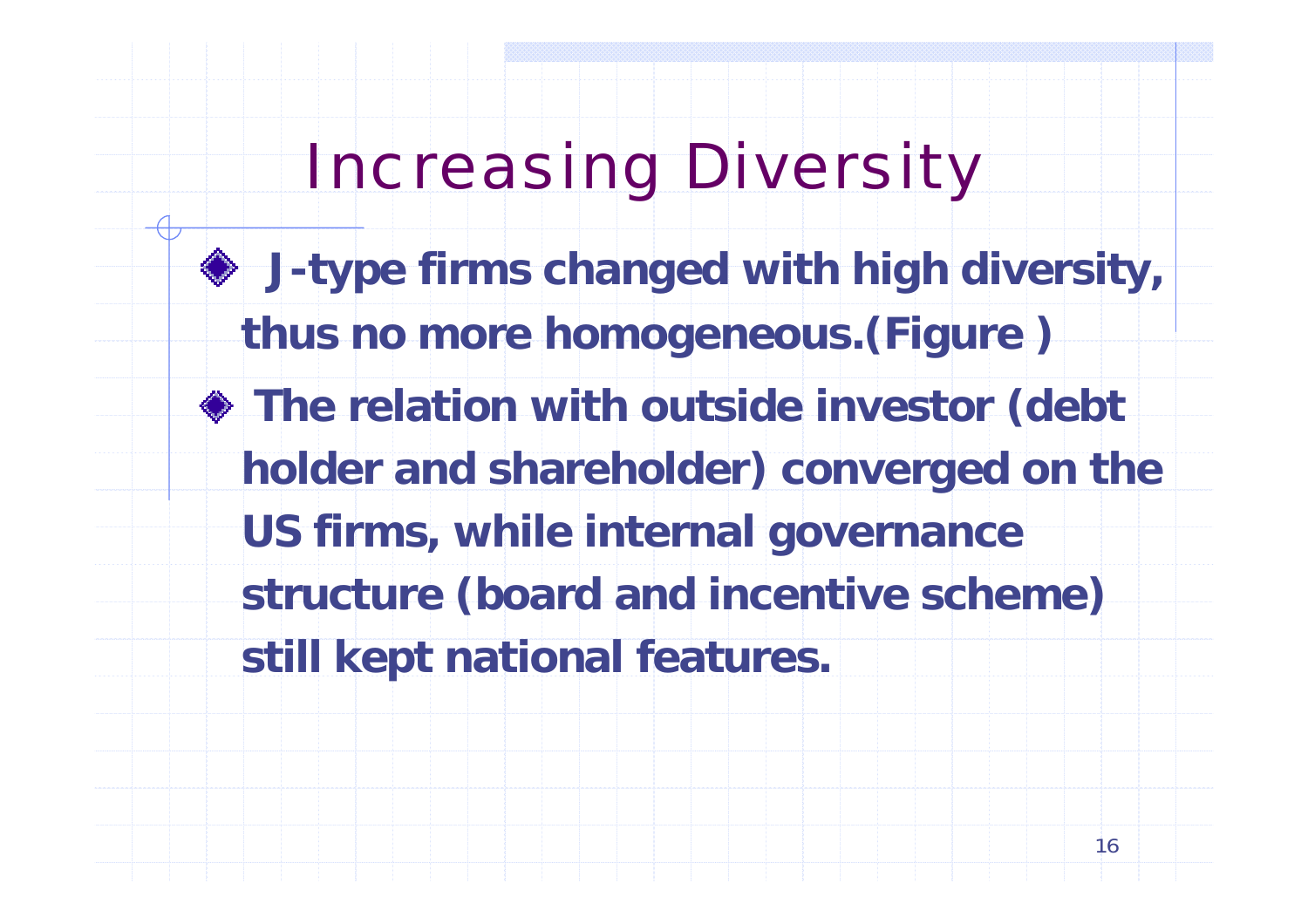# Increasing Diversity

- **J-type firms changed with high diversity, thus no more homogeneous.(Figure )**
- **The relation with outside investor (debt holder and shareholder) converged on the US firms, while internal governance structure (board and incentive scheme) still kept national features.**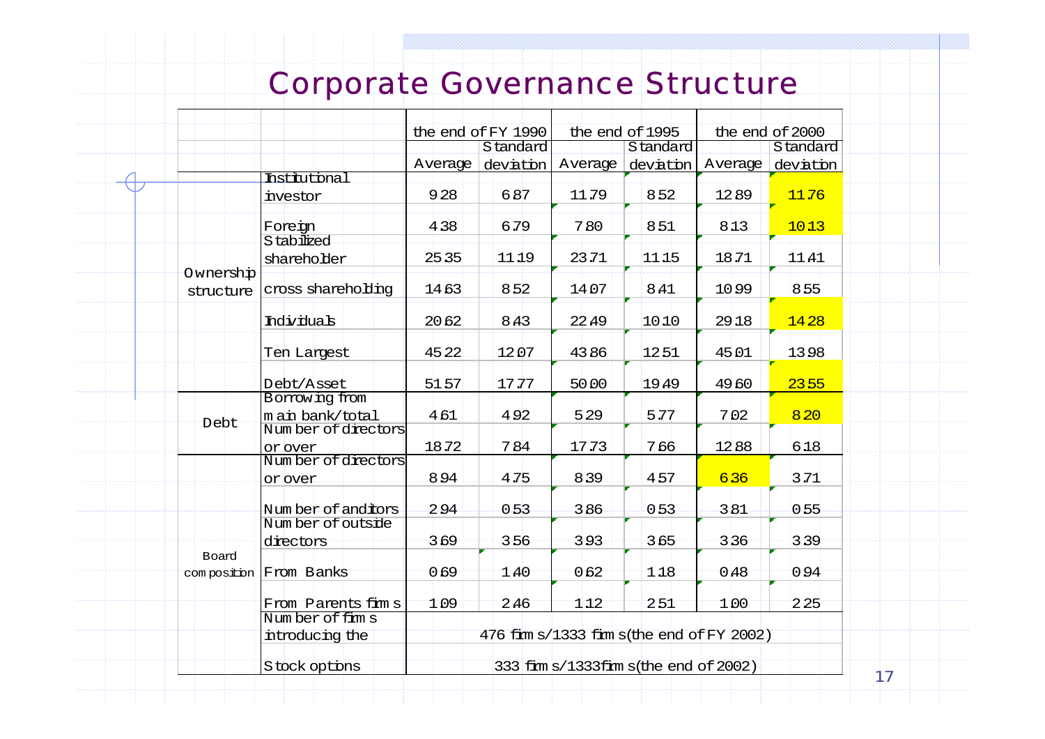# Corporate Governance Structure

| | | the end of FY 1990 | | the end of 1995 | | the end of 2000 | |
|---|---|---|---|---|---|---|---|
| | | Average | Standard deviation | Average | Standard deviation | Average | Standard deviation |
| Ownership structure | Institutional investor | 9.28 | 6.87 | 11.79 | 8.52 | 12.89 | 11.76 |
| | Foreign | 4.38 | 6.79 | 7.80 | 8.51 | 8.13 | 10.13 |
| | Stabilized shareholder | 25.35 | 11.19 | 23.71 | 11.15 | 18.71 | 11.41 |
| | cross shareholding | 14.63 | 8.52 | 14.07 | 8.41 | 10.99 | 8.55 |
| | Individuals | 20.62 | 8.43 | 22.49 | 10.10 | 29.18 | 14.28 |
| | Ten Largest | 45.22 | 12.07 | 43.86 | 12.51 | 45.01 | 13.98 |
| | Debt/Asset | 51.57 | 17.77 | 50.00 | 19.49 | 49.60 | 23.55 |
| Debt | Borrowing from main bank/total | 4.61 | 4.92 | 5.29 | 5.77 | 7.02 | 8.20 |
| | Number of directors or over | 18.72 | 7.84 | 17.73 | 7.66 | 12.88 | 6.18 |
| Board composition | Number of directors or over | 8.94 | 4.75 | 8.39 | 4.57 | 6.36 | 3.71 |
| | Number of anditors | 2.94 | 0.53 | 3.86 | 0.53 | 3.81 | 0.55 |
| | Number of outside directors | 3.69 | 3.56 | 3.93 | 3.65 | 3.36 | 3.39 |
| | From Banks | 0.69 | 1.40 | 0.62 | 1.18 | 0.48 | 0.94 |
| | From Parents firms | 1.09 | 2.46 | 1.12 | 2.51 | 1.00 | 2.25 |
| | Number of firms introducing the | 476 firms/1333 firms(the end of FY 2002) | | | | | |
| | Stock options | 333 firms/1333firms(the end of 2002) | | | | | |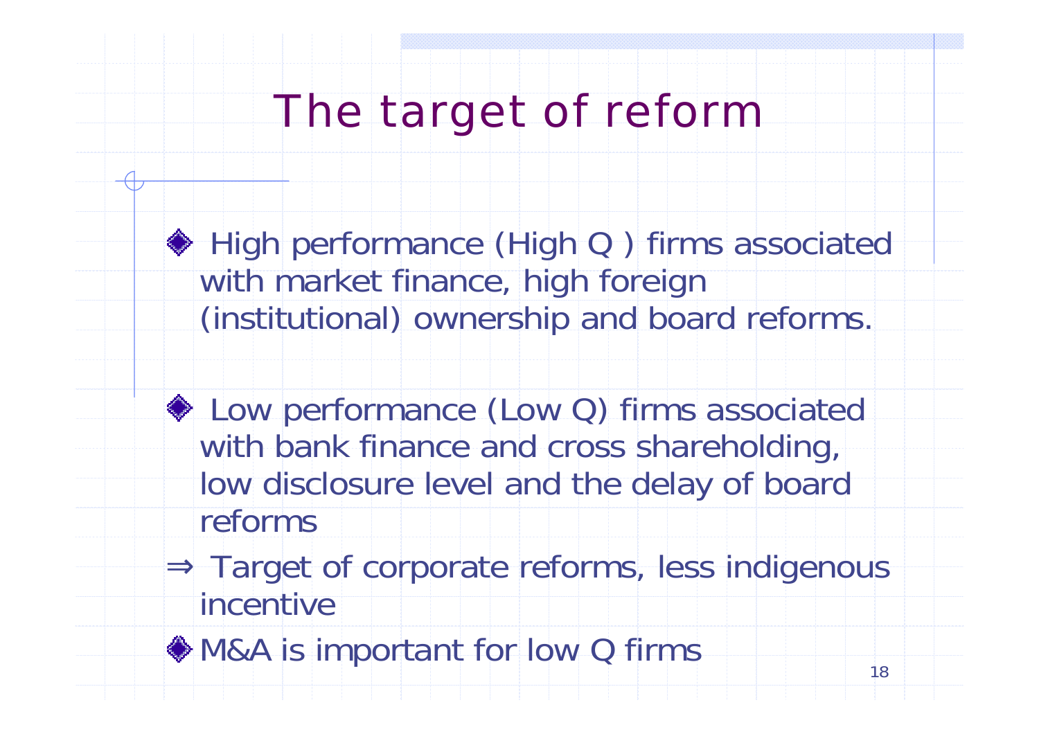# The target of reform

- High performance (High Q ) firms associated with market finance, high foreign (institutional) ownership and board reforms.

- Low performance (Low Q) firms associated with bank finance and cross shareholding, low disclosure level and the delay of board reforms

⇒ Target of corporate reforms, less indigenous incentive

- M&A is important for low Q firms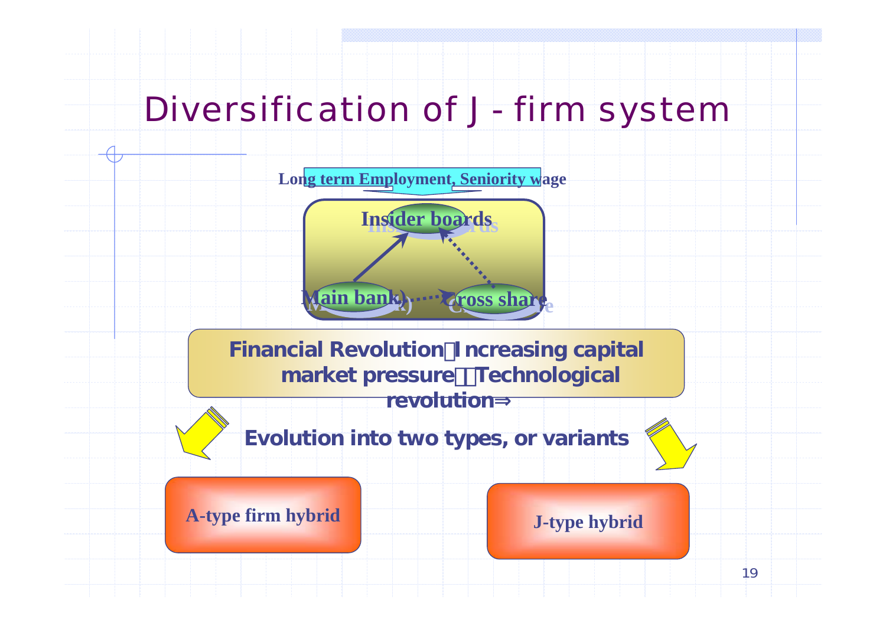# Diversification of J - firm system

Long term Employment, Seniority wage

Insider boards

Main bank)

Cross share

**Financial Revolution：Increasing capital market pressure，，Technological revolution⇒**

**Evolution into two types, or variants**

**A-type firm hybrid**

**J-type hybrid**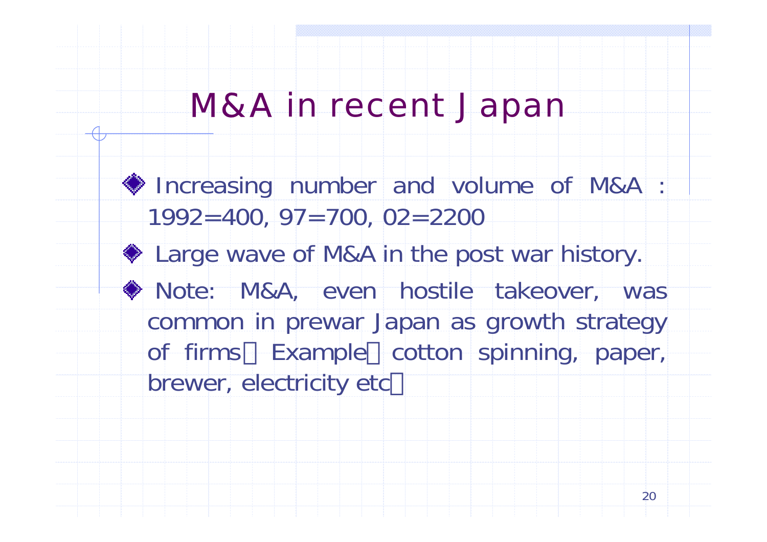# M&A in recent Japan

- Increasing number and volume of M&A : 1992=400, 97=700, 02=2200
- Large wave of M&A in the post war history.
- Note: M&A, even hostile takeover, was common in prewar Japan as growth strategy of firms（Example：cotton spinning, paper, brewer, electricity etc）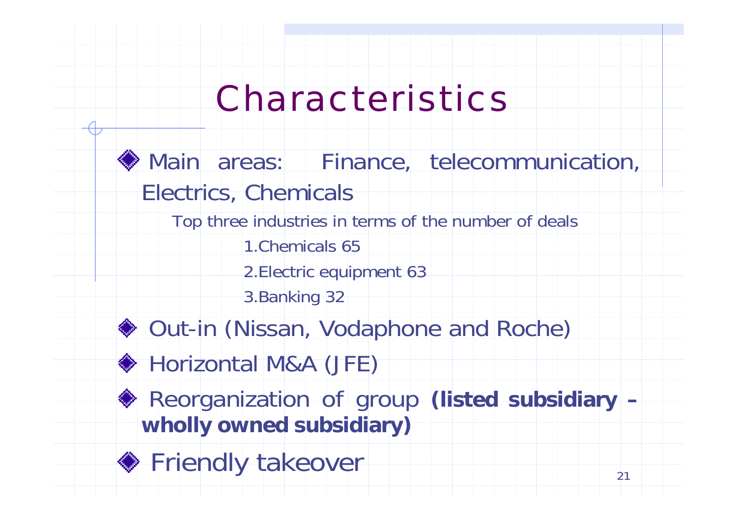# Characteristics

- Main areas: Finance, telecommunication, Electrics, Chemicals

  Top three industries in terms of the number of deals

  1. Chemicals 65
  2. Electric equipment 63
  3. Banking 32

- Out-in (Nissan, Vodaphone and Roche)
- Horizontal M&A (JFE)
- Reorganization of group **(listed subsidiary – wholly owned subsidiary)**
- Friendly takeover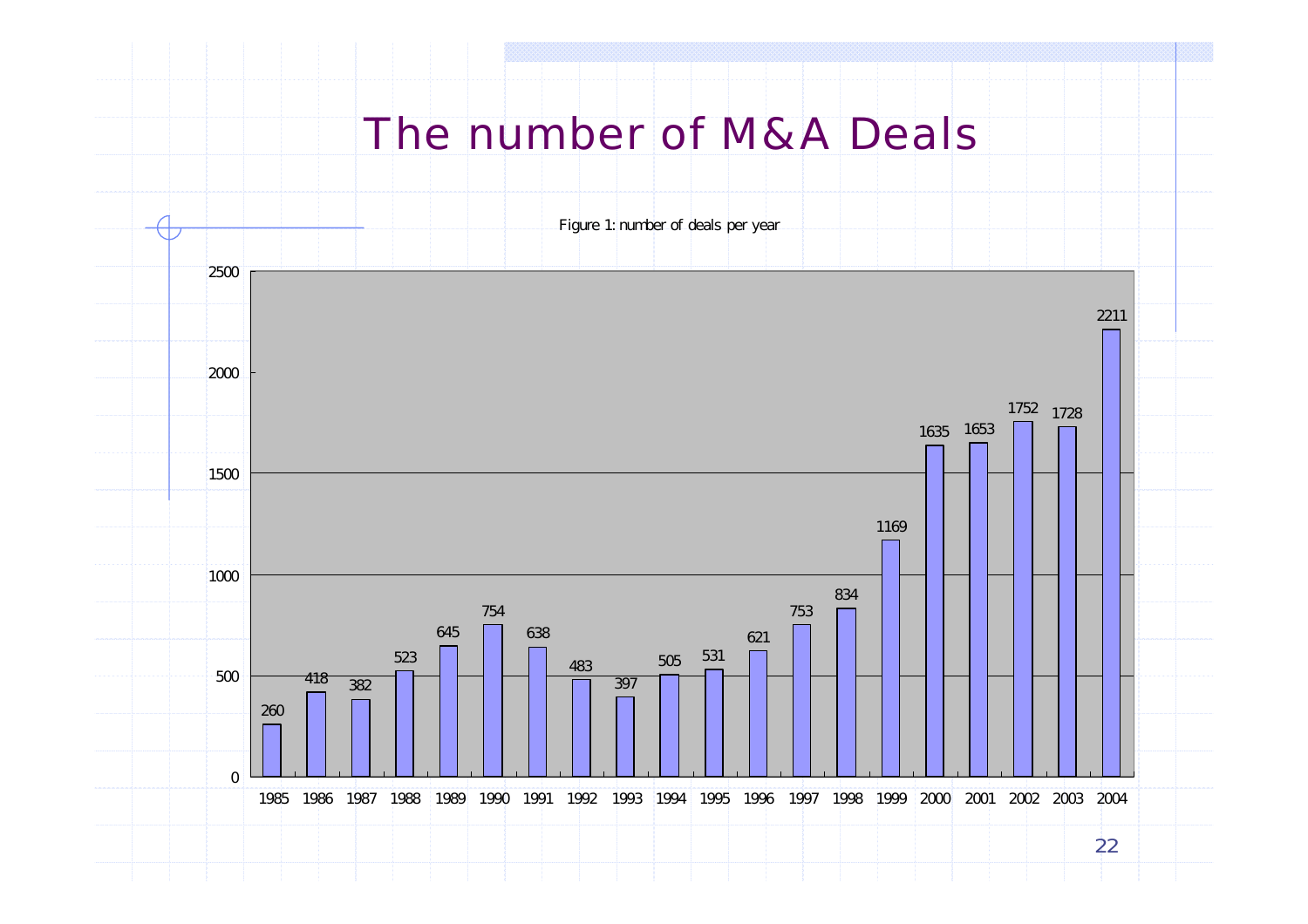# The number of M&A Deals

Figure 1: number of deals per year

| Year | Number of deals |
|---|---|
| 1985 | 260 |
| 1986 | 418 |
| 1987 | 382 |
| 1988 | 523 |
| 1989 | 645 |
| 1990 | 754 |
| 1991 | 638 |
| 1992 | 483 |
| 1993 | 397 |
| 1994 | 505 |
| 1995 | 531 |
| 1996 | 621 |
| 1997 | 753 |
| 1998 | 834 |
| 1999 | 1169 |
| 2000 | 1635 |
| 2001 | 1653 |
| 2002 | 1752 |
| 2003 | 1728 |
| 2004 | 2211 |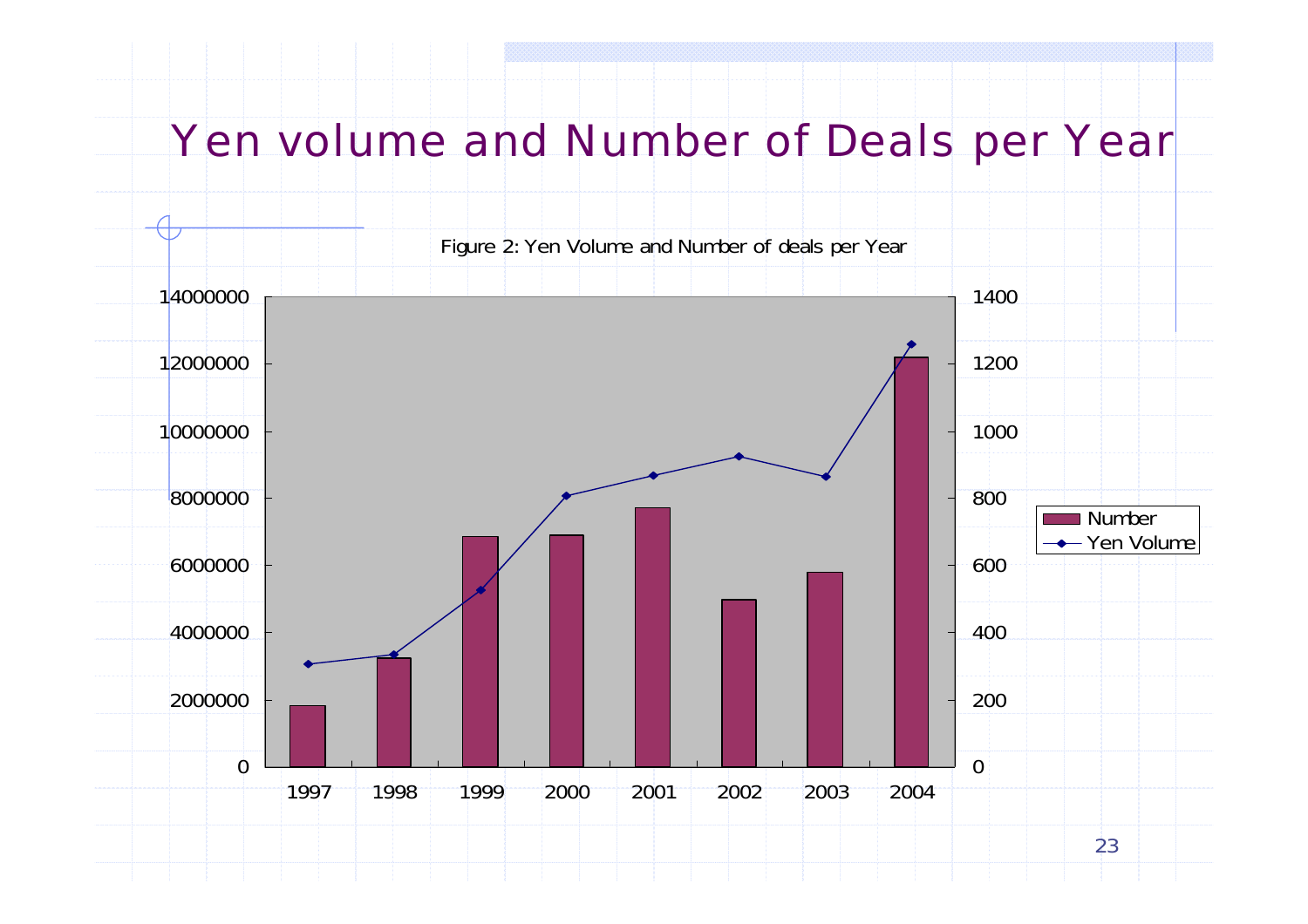# Yen volume and Number of Deals per Year

Figure 2: Yen Volume and Number of deals per Year

Left axis: 0, 2000000, 4000000, 6000000, 8000000, 10000000, 12000000, 14000000

Right axis: 0, 200, 400, 600, 800, 1000, 1200, 1400

X axis: 1997, 1998, 1999, 2000, 2001, 2002, 2003, 2004

Legend: Number; Yen Volume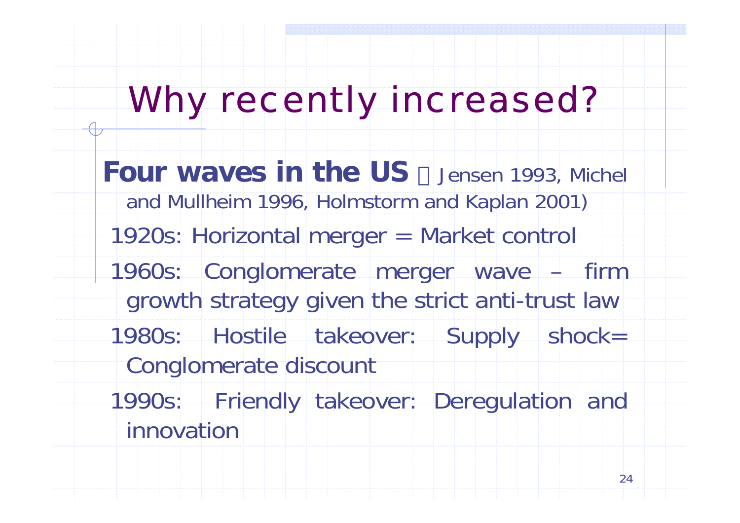# Why recently increased?

**Four waves in the US** （Jensen 1993, Michel and Mullheim 1996, Holmstorm and Kaplan 2001)

1920s: Horizontal merger = Market control

1960s: Conglomerate merger wave – firm growth strategy given the strict anti-trust law

1980s: Hostile takeover: Supply shock= Conglomerate discount

1990s: Friendly takeover: Deregulation and innovation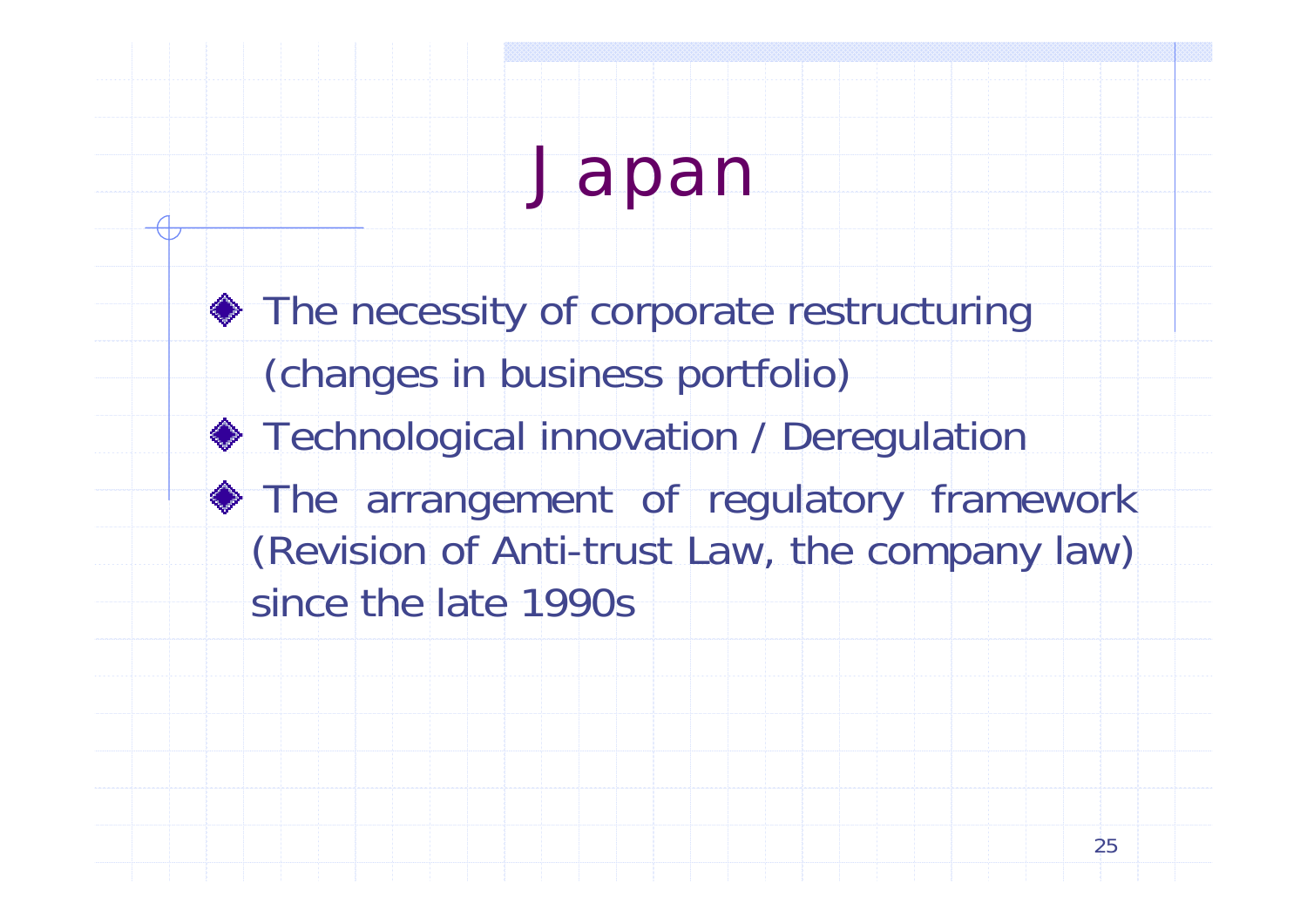# Japan

- The necessity of corporate restructuring (changes in business portfolio)
- Technological innovation / Deregulation
- The arrangement of regulatory framework (Revision of Anti-trust Law, the company law) since the late 1990s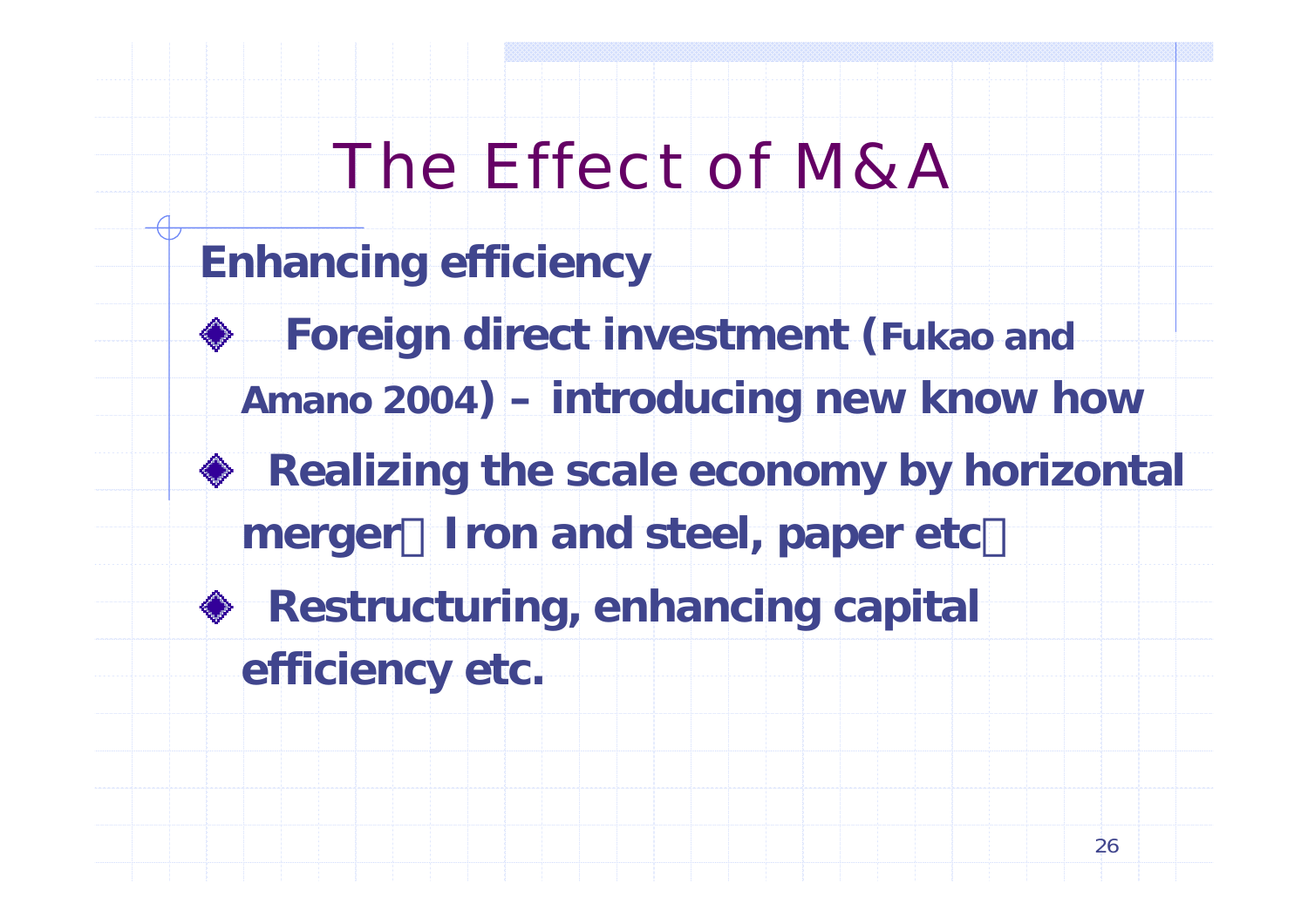# The Effect of M&A

**Enhancing efficiency**

- **Foreign direct investment (Fukao and Amano 2004) – introducing new know how**
- **Realizing the scale economy by horizontal merger（Iron and steel, paper etc）**
- **Restructuring, enhancing capital efficiency etc.**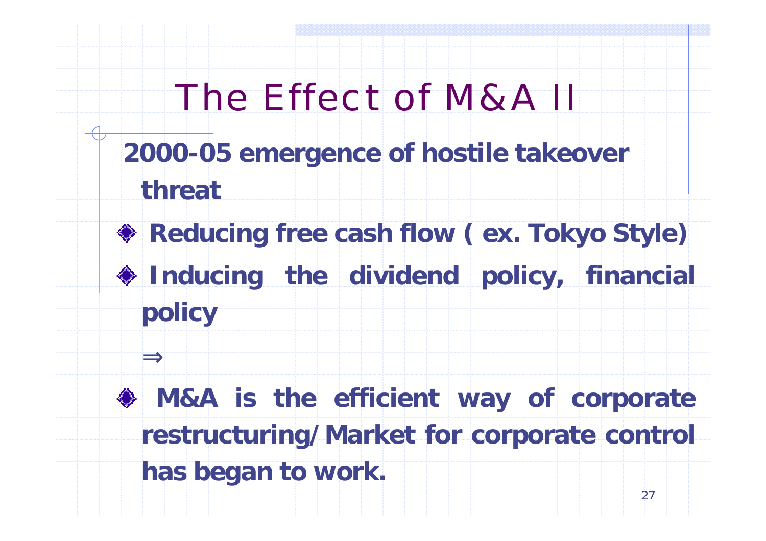# The Effect of M&A II

**2000-05 emergence of hostile takeover threat**

- **Reducing free cash flow ( ex. Tokyo Style)**
- **Inducing the dividend policy, financial policy**

⇒

- **M&A is the efficient way of corporate restructuring/Market for corporate control has began to work.**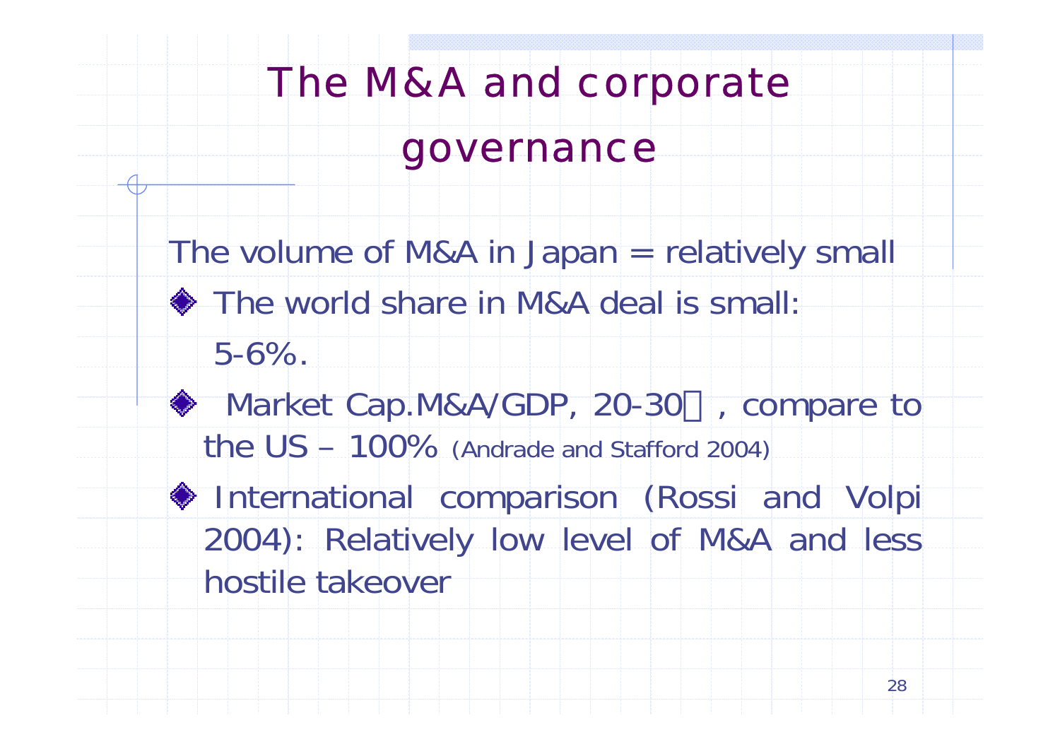# The M&A and corporate governance

The volume of M&A in Japan = relatively small

- The world share in M&A deal is small: 5-6%.
- Market Cap.M&A/GDP, 20-30％, compare to the US – 100% (Andrade and Stafford 2004)
- International comparison (Rossi and Volpi 2004): Relatively low level of M&A and less hostile takeover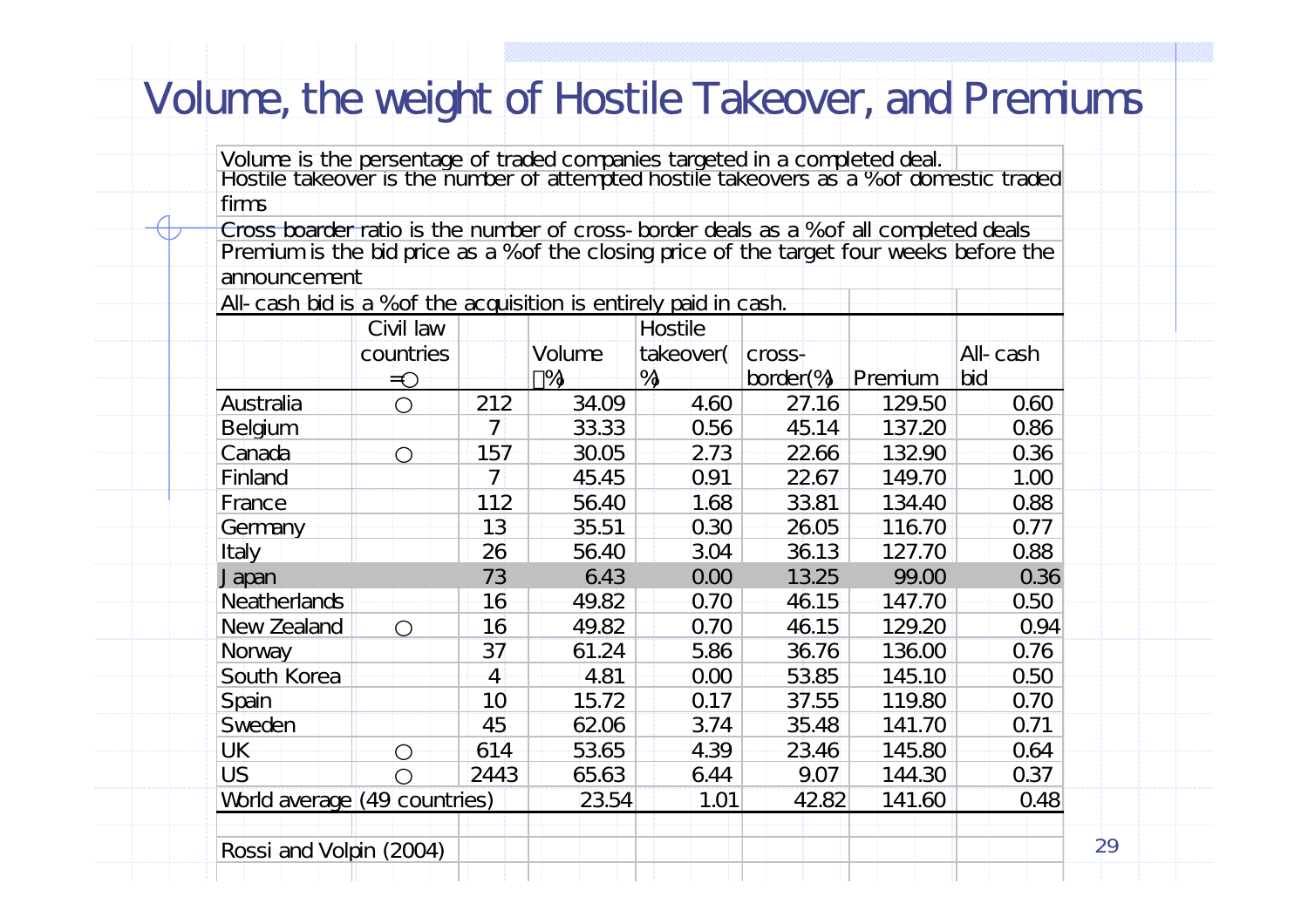# Volume, the weight of Hostile Takeover, and Premiums

Volume is the persentage of traded companies targeted in a completed deal.
Hostile takeover is the number of attempted hostile takeovers as a % of domestic traded firms
Cross boarder ratio is the number of cross-border deals as a % of all completed deals
Premium is the bid price as a % of the closing price of the target four weeks before the announcement
All-cash bid is a % of the acquisition is entirely paid in cash.

| | Civil law countries =○ | | Volume (%) | Hostile takeover(%) | cross-border(%) | Premium | All-cash bid |
|---|---|---|---|---|---|---|---|
| Australia | ○ | 212 | 34.09 | 4.60 | 27.16 | 129.50 | 0.60 |
| Belgium | | 7 | 33.33 | 0.56 | 45.14 | 137.20 | 0.86 |
| Canada | ○ | 157 | 30.05 | 2.73 | 22.66 | 132.90 | 0.36 |
| Finland | | 7 | 45.45 | 0.91 | 22.67 | 149.70 | 1.00 |
| France | | 112 | 56.40 | 1.68 | 33.81 | 134.40 | 0.88 |
| Germany | | 13 | 35.51 | 0.30 | 26.05 | 116.70 | 0.77 |
| Italy | | 26 | 56.40 | 3.04 | 36.13 | 127.70 | 0.88 |
| Japan | | 73 | 6.43 | 0.00 | 13.25 | 99.00 | 0.36 |
| Neatherlands | | 16 | 49.82 | 0.70 | 46.15 | 147.70 | 0.50 |
| New Zealand | ○ | 16 | 49.82 | 0.70 | 46.15 | 129.20 | 0.94 |
| Norway | | 37 | 61.24 | 5.86 | 36.76 | 136.00 | 0.76 |
| South Korea | | 4 | 4.81 | 0.00 | 53.85 | 145.10 | 0.50 |
| Spain | | 10 | 15.72 | 0.17 | 37.55 | 119.80 | 0.70 |
| Sweden | | 45 | 62.06 | 3.74 | 35.48 | 141.70 | 0.71 |
| UK | ○ | 614 | 53.65 | 4.39 | 23.46 | 145.80 | 0.64 |
| US | ○ | 2443 | 65.63 | 6.44 | 9.07 | 144.30 | 0.37 |
| World average (49 countries) | | | 23.54 | 1.01 | 42.82 | 141.60 | 0.48 |

Rossi and Volpin (2004)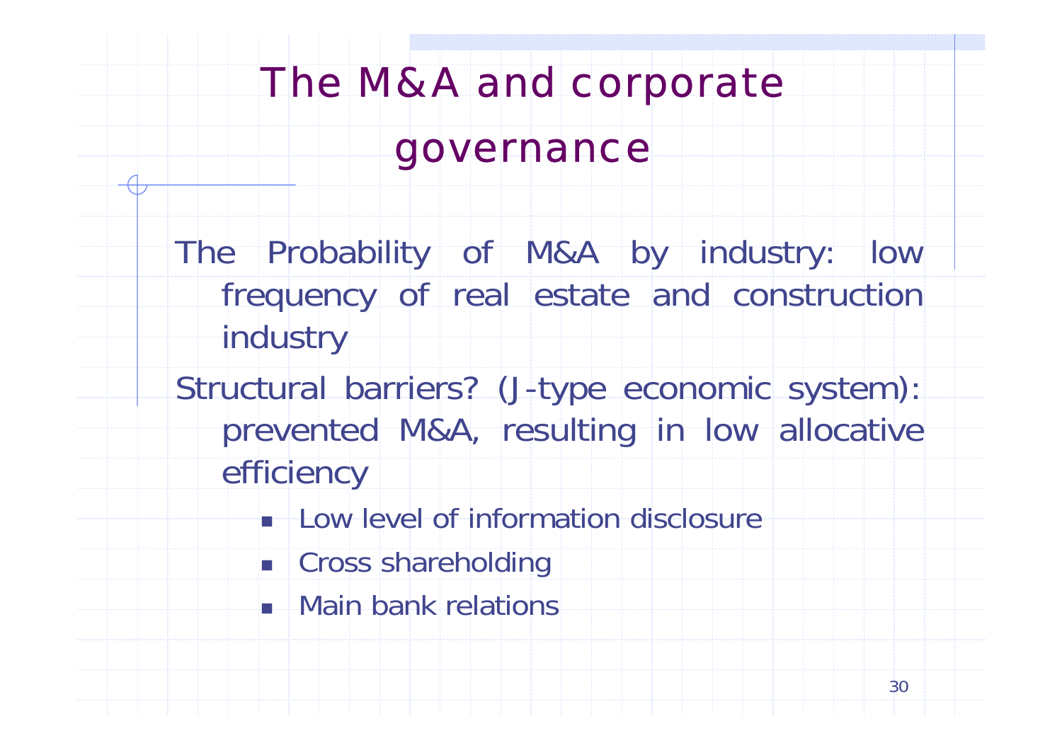# The M&A and corporate governance

The Probability of M&A by industry: low frequency of real estate and construction industry

Structural barriers? (J-type economic system): prevented M&A, resulting in low allocative efficiency

- Low level of information disclosure
- Cross shareholding
- Main bank relations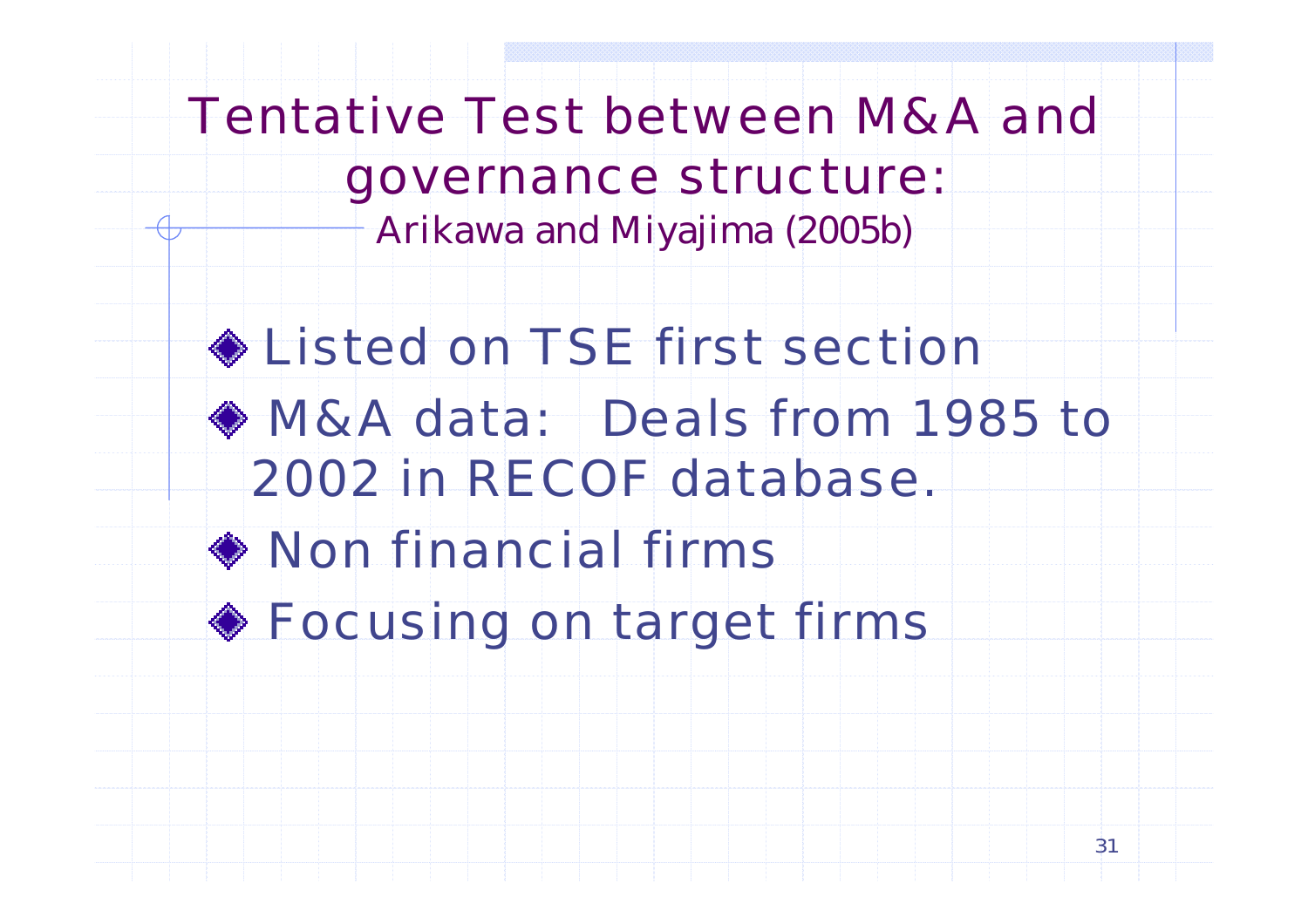# Tentative Test between M&A and governance structure:

Arikawa and Miyajima (2005b)

- Listed on TSE first section
- M&A data: Deals from 1985 to 2002 in RECOF database.
- Non financial firms
- Focusing on target firms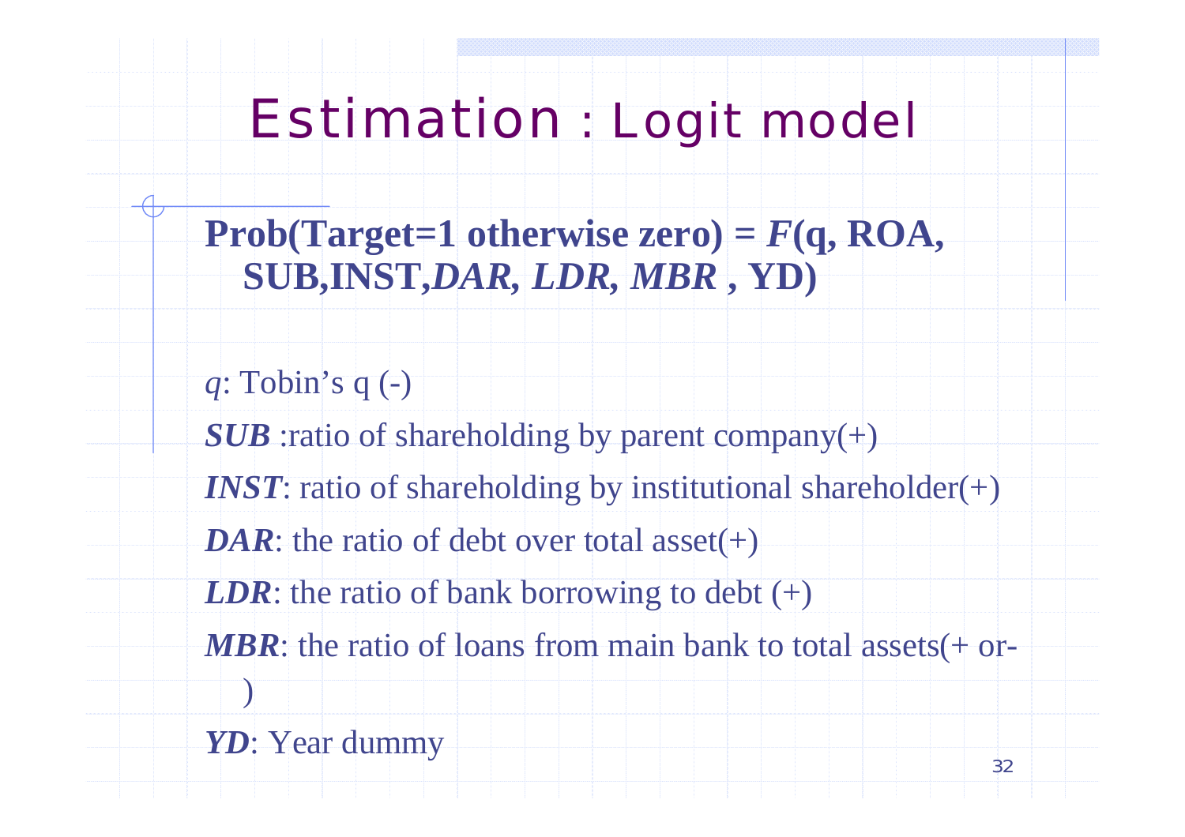# Estimation : Logit model

**Prob(Target=1 otherwise zero) = *F*(q, ROA, SUB,INST,*DAR*, *LDR*, *MBR* , YD)**

*q*: Tobin's q (-)

***SUB*** :ratio of shareholding by parent company(+)

***INST***: ratio of shareholding by institutional shareholder(+)

***DAR***: the ratio of debt over total asset(+)

***LDR***: the ratio of bank borrowing to debt (+)

***MBR***: the ratio of loans from main bank to total assets(+ or-)

***YD***: Year dummy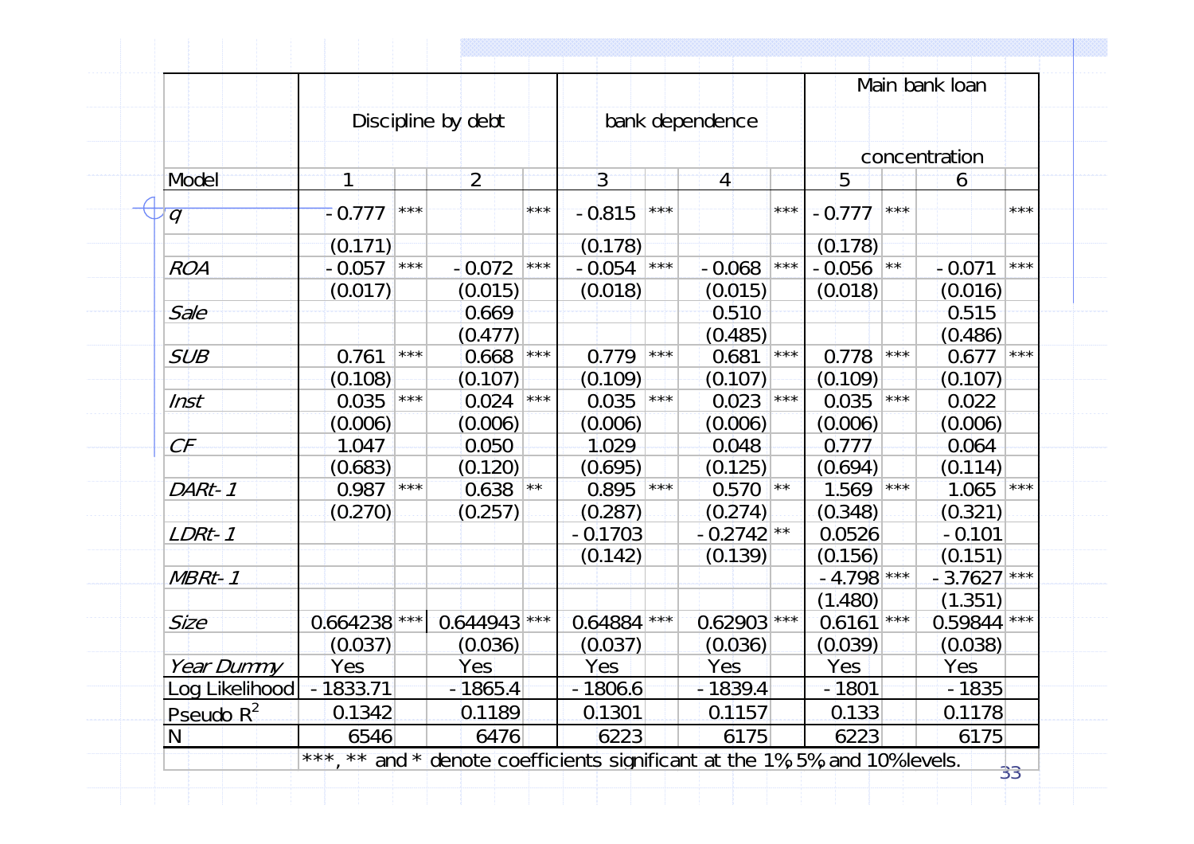| Model | Discipline by debt | | | | bank dependence | | | | Main bank loan concentration | | | |
|---|---|---|---|---|---|---|---|---|---|---|---|---|
| | 1 | | 2 | | 3 | | 4 | | 5 | | 6 | |
| *q* | -0.777 | *** | | *** | -0.815 | *** | | *** | -0.777 | *** | | *** |
| | (0.171) | | | | (0.178) | | | | (0.178) | | | |
| *ROA* | -0.057 | *** | -0.072 | *** | -0.054 | *** | -0.068 | *** | -0.056 | ** | -0.071 | *** |
| | (0.017) | | (0.015) | | (0.018) | | (0.015) | | (0.018) | | (0.016) | |
| *Sale* | | | 0.669 | | | | 0.510 | | | | 0.515 | |
| | | | (0.477) | | | | (0.485) | | | | (0.486) | |
| *SUB* | 0.761 | *** | 0.668 | *** | 0.779 | *** | 0.681 | *** | 0.778 | *** | 0.677 | *** |
| | (0.108) | | (0.107) | | (0.109) | | (0.107) | | (0.109) | | (0.107) | |
| *Inst* | 0.035 | *** | 0.024 | *** | 0.035 | *** | 0.023 | *** | 0.035 | *** | 0.022 | |
| | (0.006) | | (0.006) | | (0.006) | | (0.006) | | (0.006) | | (0.006) | |
| *CF* | 1.047 | | 0.050 | | 1.029 | | 0.048 | | 0.777 | | 0.064 | |
| | (0.683) | | (0.120) | | (0.695) | | (0.125) | | (0.694) | | (0.114) | |
| *DARt-1* | 0.987 | *** | 0.638 | ** | 0.895 | *** | 0.570 | ** | 1.569 | *** | 1.065 | *** |
| | (0.270) | | (0.257) | | (0.287) | | (0.274) | | (0.348) | | (0.321) | |
| *LDRt-1* | | | | | -0.1703 | | -0.2742 | ** | 0.0526 | | -0.101 | |
| | | | | | (0.142) | | (0.139) | | (0.156) | | (0.151) | |
| *MBRt-1* | | | | | | | | | -4.798 | *** | -3.7627 | *** |
| | | | | | | | | | (1.480) | | (1.351) | |
| *Size* | 0.664238 | *** | 0.644943 | *** | 0.64884 | *** | 0.62903 | *** | 0.6161 | *** | 0.59844 | *** |
| | (0.037) | | (0.036) | | (0.037) | | (0.036) | | (0.039) | | (0.038) | |
| *Year Dummy* | Yes | | Yes | | Yes | | Yes | | Yes | | Yes | |
| Log Likelihood | -1833.71 | | -1865.4 | | -1806.6 | | -1839.4 | | -1801 | | -1835 | |
| Pseudo $R^2$ | 0.1342 | | 0.1189 | | 0.1301 | | 0.1157 | | 0.133 | | 0.1178 | |
| N | 6546 | | 6476 | | 6223 | | 6175 | | 6223 | | 6175 | |

***, ** and * denote coefficients significant at the 1%, 5%, and 10% levels.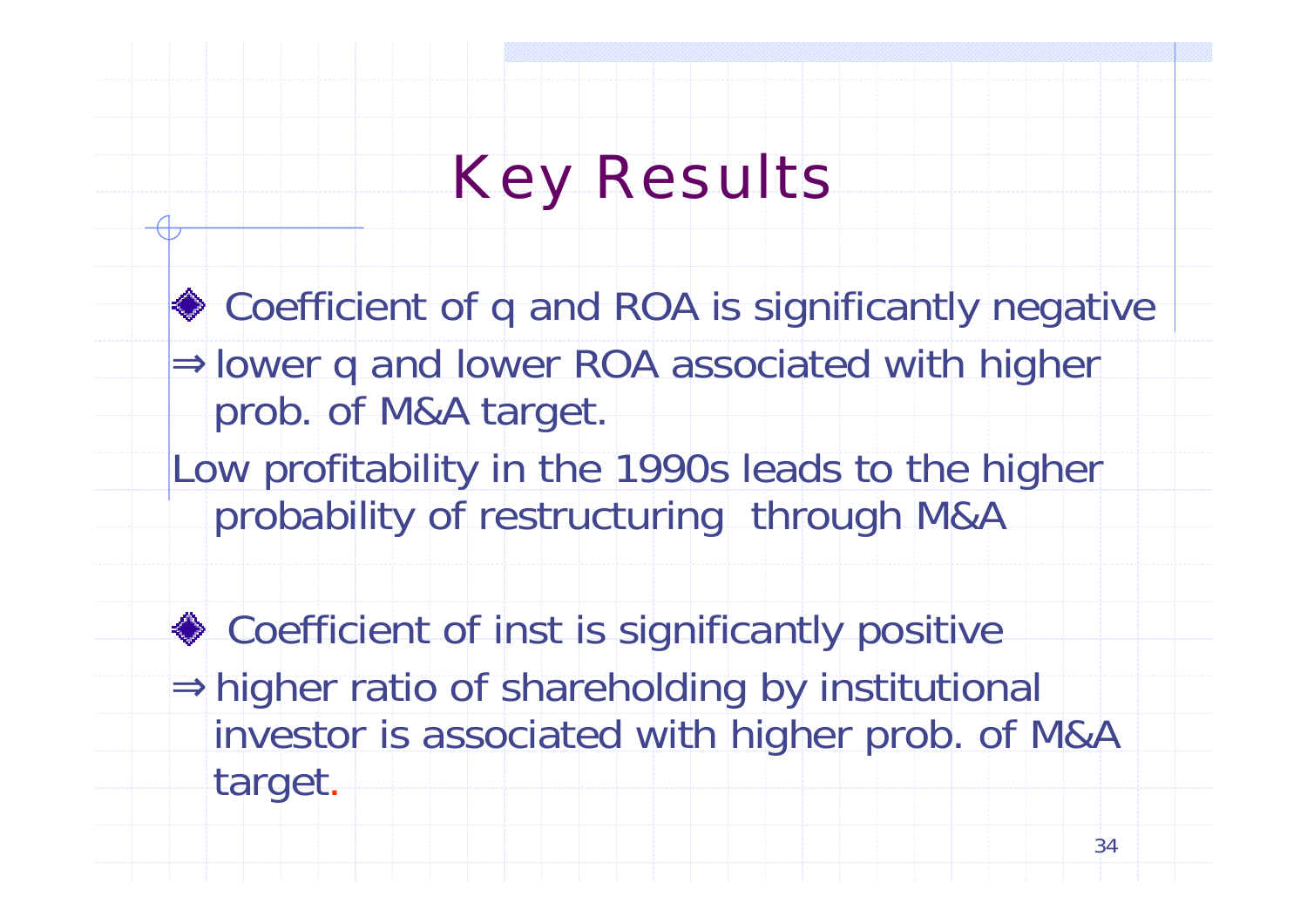# Key Results

- Coefficient of q and ROA is significantly negative

$\Rightarrow$ lower q and lower ROA associated with higher prob. of M&A target.

Low profitability in the 1990s leads to the higher probability of restructuring through M&A

- Coefficient of inst is significantly positive

$\Rightarrow$ higher ratio of shareholding by institutional investor is associated with higher prob. of M&A target.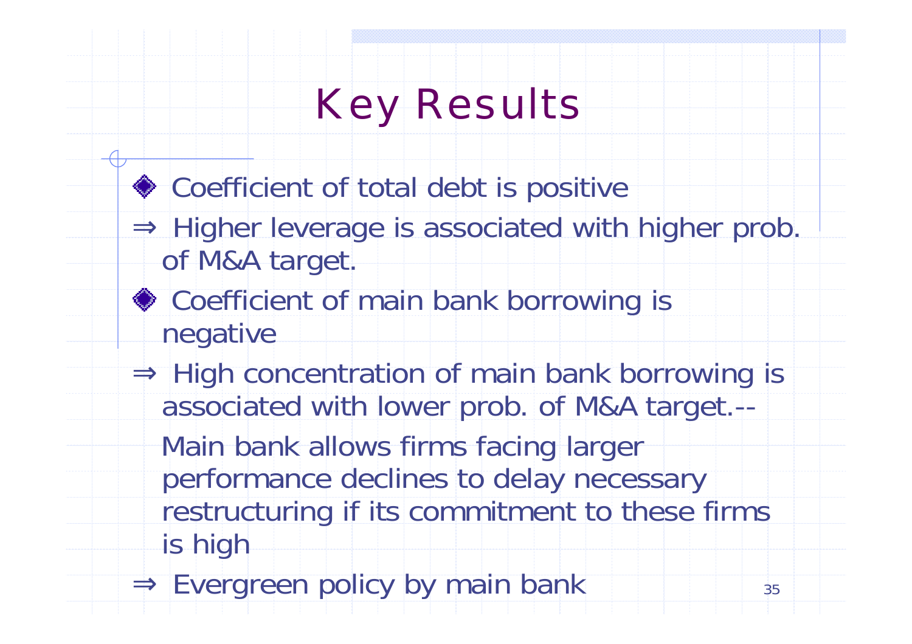# Key Results

- Coefficient of total debt is positive

⇒ Higher leverage is associated with higher prob. of M&A target.

- Coefficient of main bank borrowing is negative

⇒ High concentration of main bank borrowing is associated with lower prob. of M&A target.--

Main bank allows firms facing larger performance declines to delay necessary restructuring if its commitment to these firms is high

⇒ Evergreen policy by main bank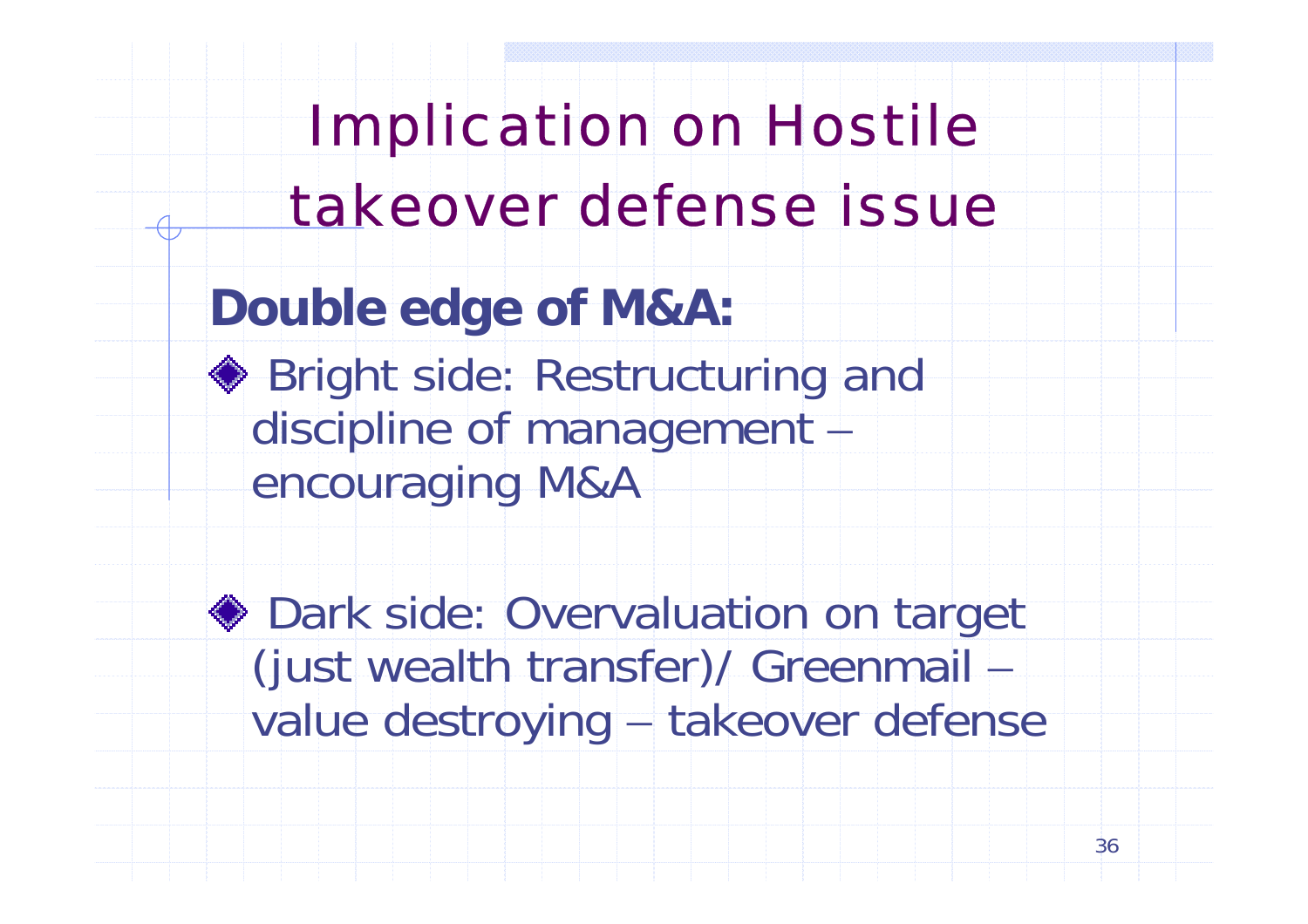# Implication on Hostile takeover defense issue

**Double edge of M&A:**

- Bright side: Restructuring and discipline of management – encouraging M&A

- Dark side: Overvaluation on target (just wealth transfer)/ Greenmail – value destroying – takeover defense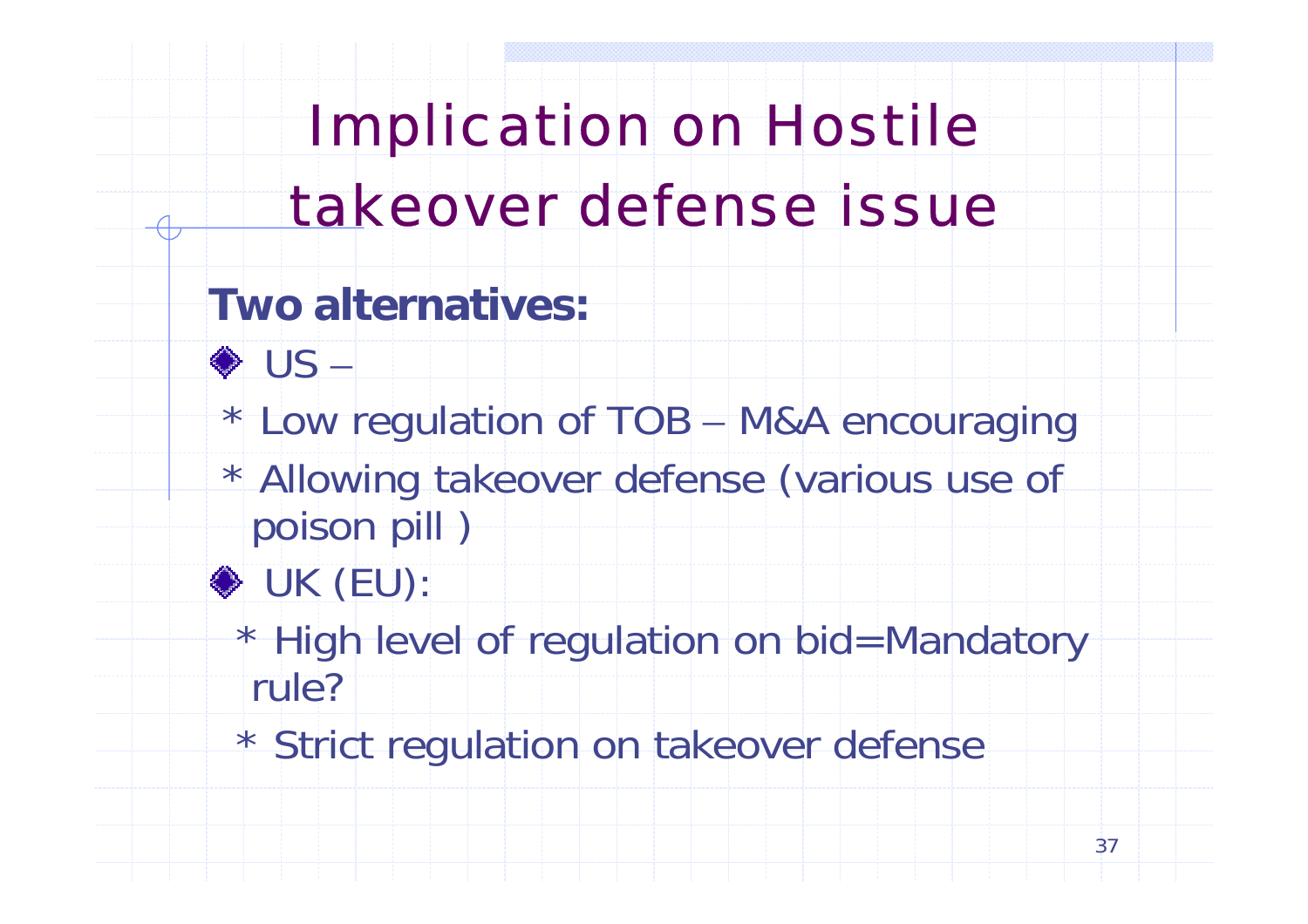# Implication on Hostile takeover defense issue

**Two alternatives:**

- US –
  - * Low regulation of TOB – M&A encouraging
  - * Allowing takeover defense (various use of poison pill )
- UK (EU):
  - * High level of regulation on bid=Mandatory rule?
  - * Strict regulation on takeover defense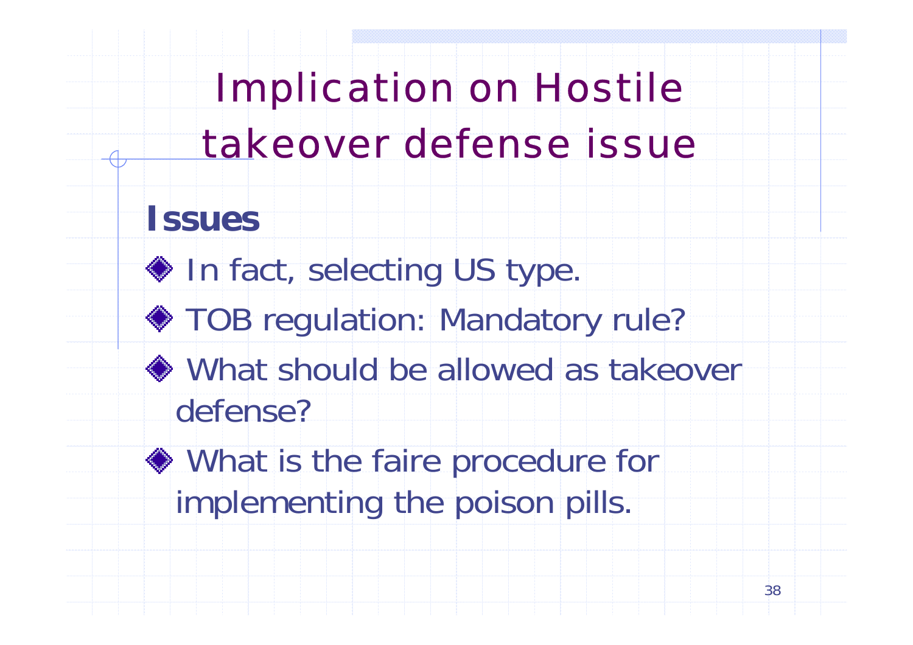# Implication on Hostile takeover defense issue

## Issues

- In fact, selecting US type.
- TOB regulation: Mandatory rule?
- What should be allowed as takeover defense?
- What is the faire procedure for implementing the poison pills.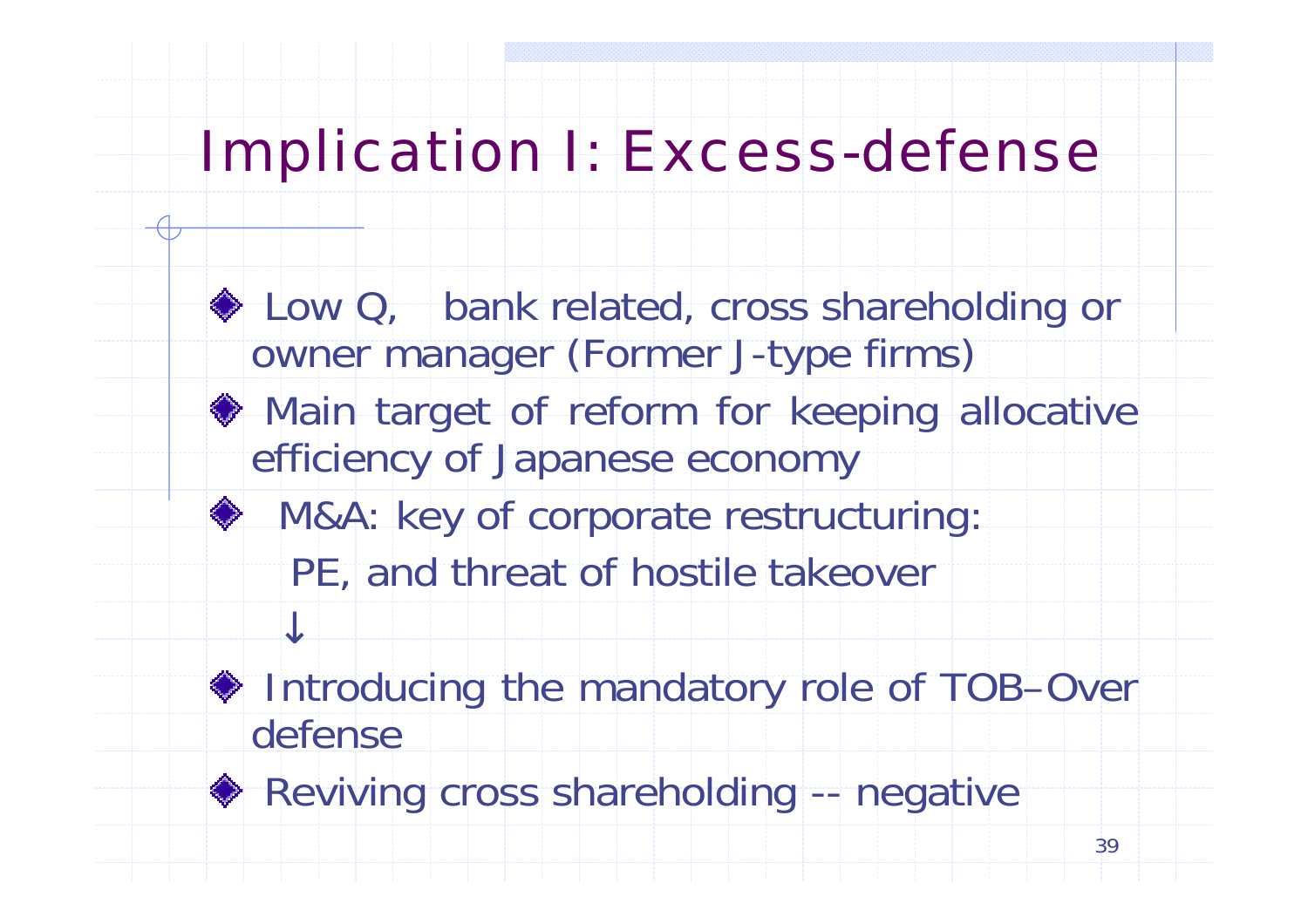# Implication I: Excess-defense

- Low Q, bank related, cross shareholding or owner manager (Former J-type firms)
- Main target of reform for keeping allocative efficiency of Japanese economy
- M&A: key of corporate restructuring:
  PE, and threat of hostile takeover
  ↓
- Introducing the mandatory role of TOB–Over defense
- Reviving cross shareholding -- negative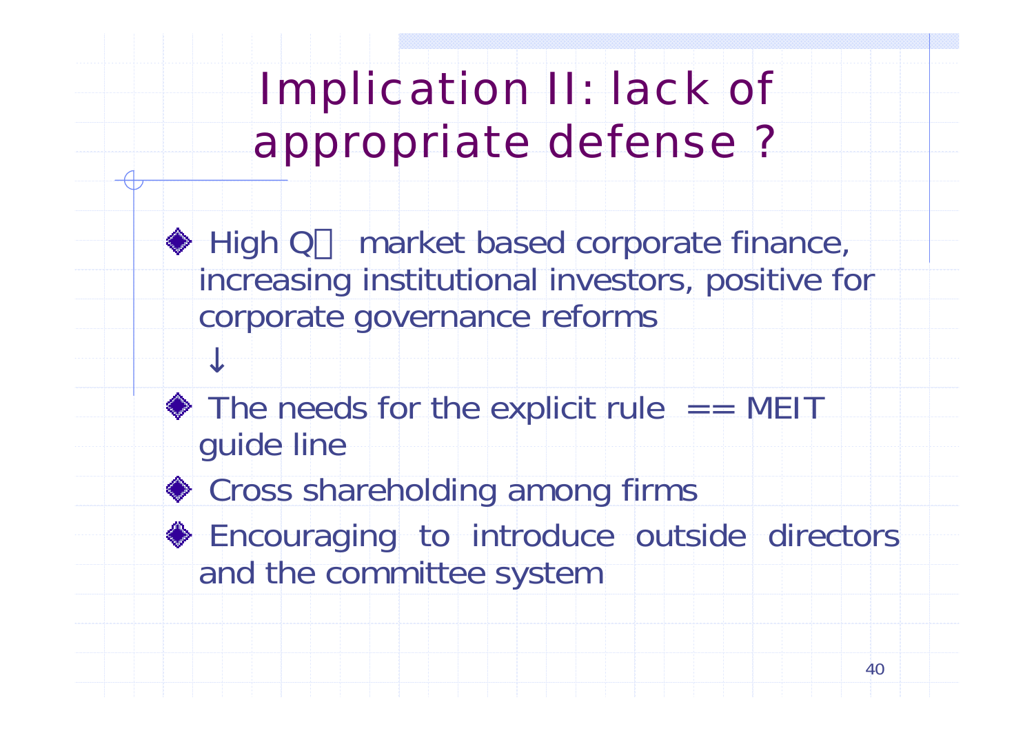# Implication II: lack of appropriate defense ?

- High Q market based corporate finance, increasing institutional investors, positive for corporate governance reforms

  ↓

- The needs for the explicit rule == MEIT guide line
- Cross shareholding among firms
- Encouraging to introduce outside directors and the committee system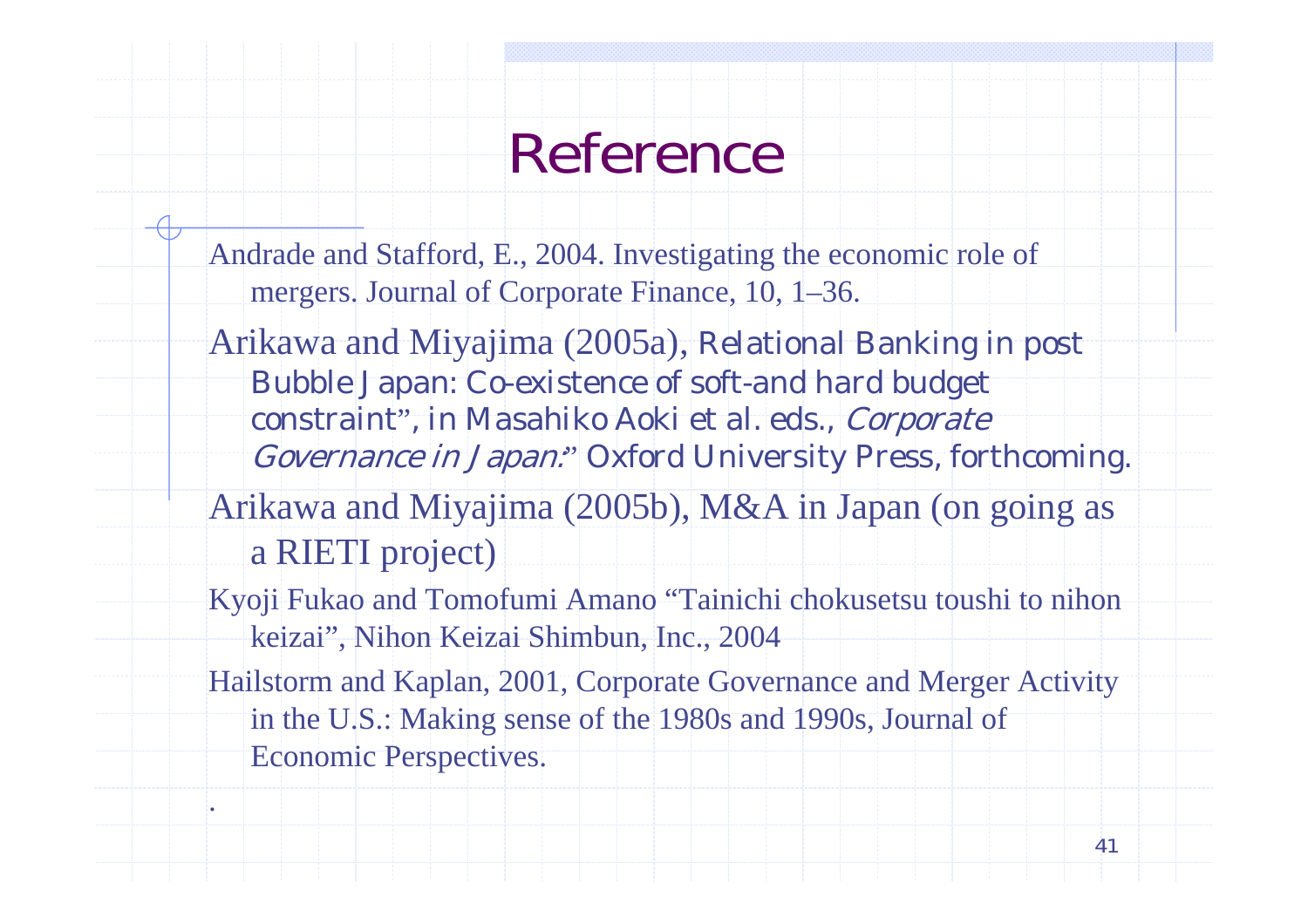# Reference

Andrade and Stafford, E., 2004. Investigating the economic role of mergers. Journal of Corporate Finance, 10, 1–36.

Arikawa and Miyajima (2005a), Relational Banking in post Bubble Japan: Co-existence of soft-and hard budget constraint", in Masahiko Aoki et al. eds., *Corporate Governance in Japan:*" Oxford University Press, forthcoming.

Arikawa and Miyajima (2005b), M&A in Japan (on going as a RIETI project)

Kyoji Fukao and Tomofumi Amano "Tainichi chokusetsu toushi to nihon keizai", Nihon Keizai Shimbun, Inc., 2004

Hailstorm and Kaplan, 2001, Corporate Governance and Merger Activity in the U.S.: Making sense of the 1980s and 1990s, Journal of Economic Perspectives.

.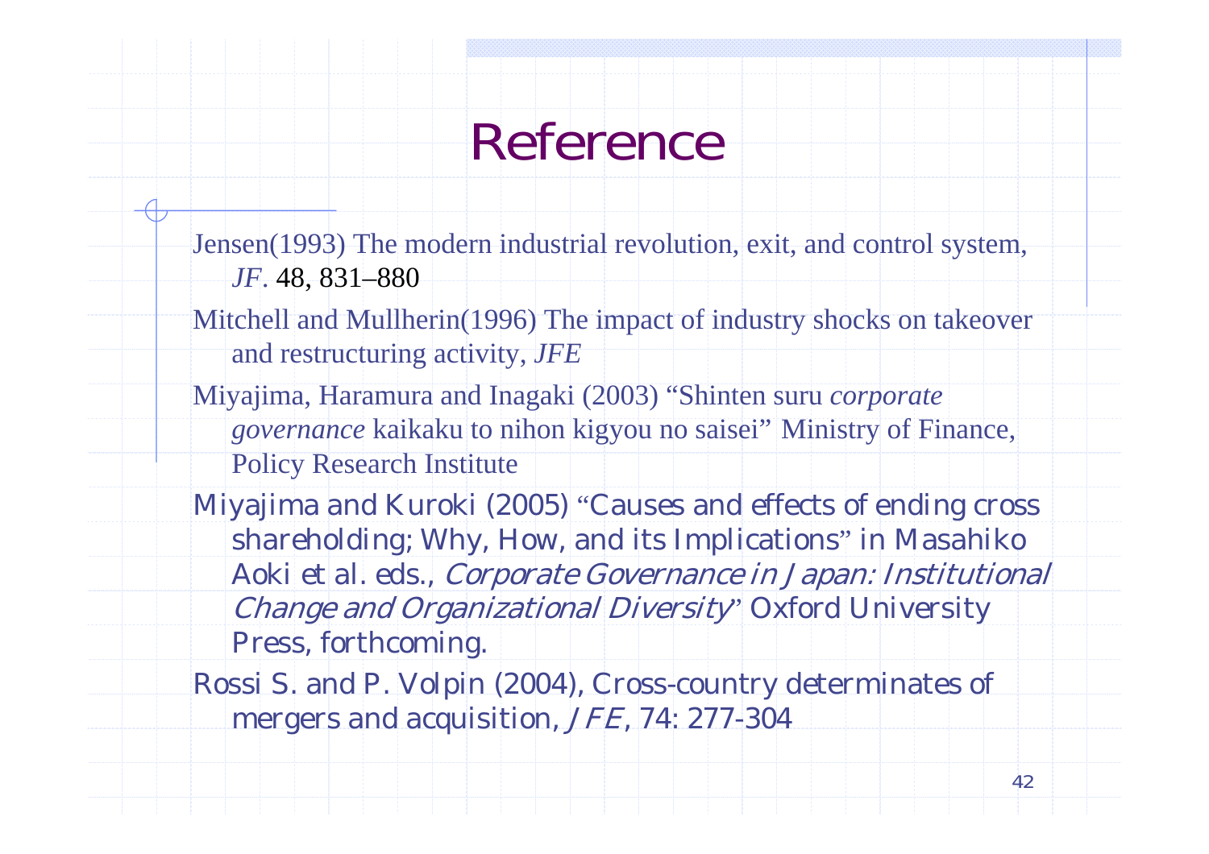# Reference

Jensen(1993) The modern industrial revolution, exit, and control system, *JF*. 48, 831–880

Mitchell and Mullherin(1996) The impact of industry shocks on takeover and restructuring activity, *JFE*

Miyajima, Haramura and Inagaki (2003) "Shinten suru *corporate governance* kaikaku to nihon kigyou no saisei" Ministry of Finance, Policy Research Institute

Miyajima and Kuroki (2005) "Causes and effects of ending cross shareholding; Why, How, and its Implications" in Masahiko Aoki et al. eds., *Corporate Governance in Japan: Institutional Change and Organizational Diversity*" Oxford University Press, forthcoming.

Rossi S. and P. Volpin (2004), Cross-country determinates of mergers and acquisition, *JFE*, 74: 277-304